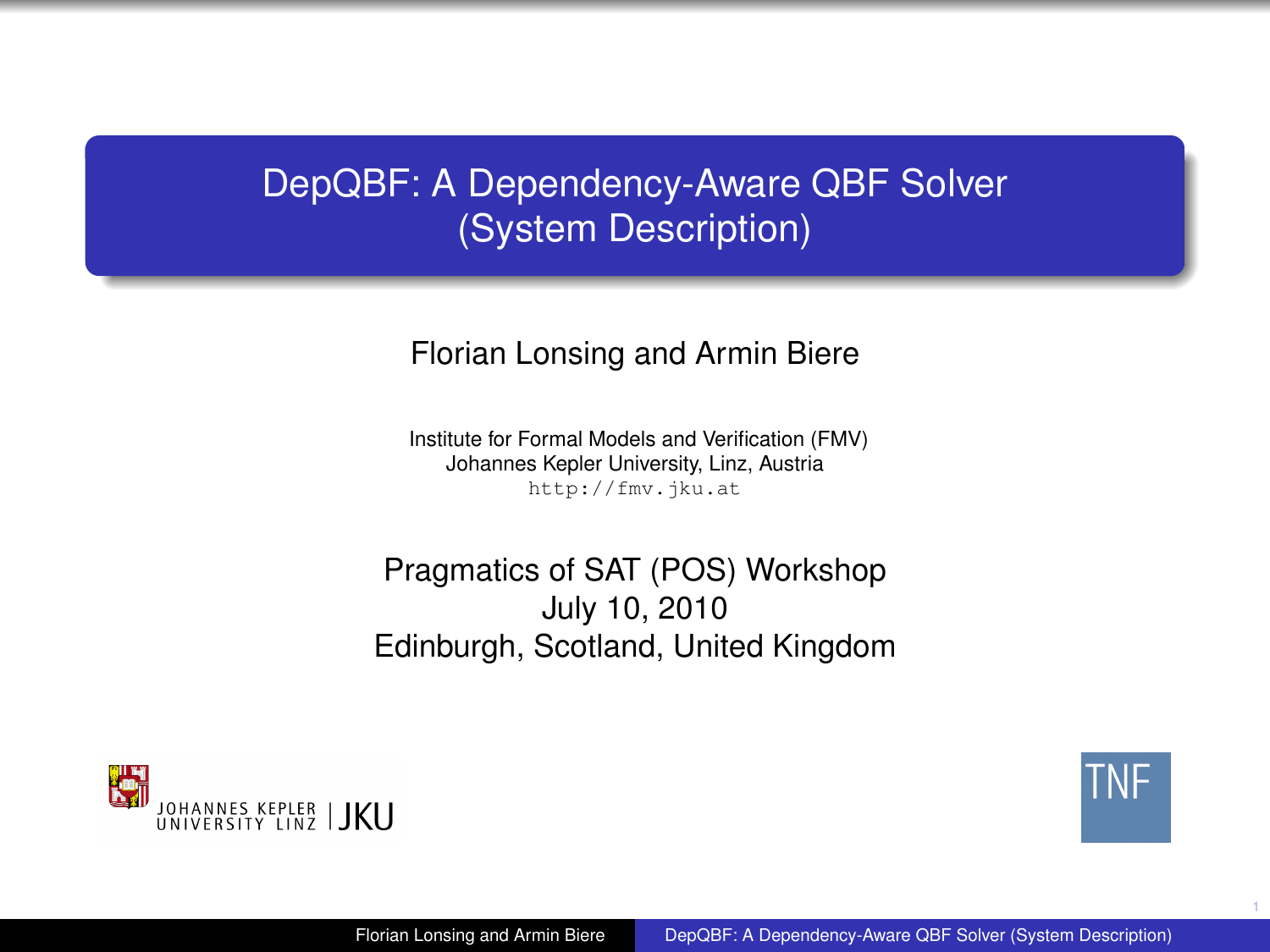# DepQBF: A Dependency-Aware QBF Solver (System Description)

Florian Lonsing and Armin Biere

Institute for Formal Models and Verification (FMV)
Johannes Kepler University, Linz, Austria
`http://fmv.jku.at`

Pragmatics of SAT (POS) Workshop
July 10, 2010
Edinburgh, Scotland, United Kingdom

JOHANNES KEPLER UNIVERSITY LINZ | JKU

TNF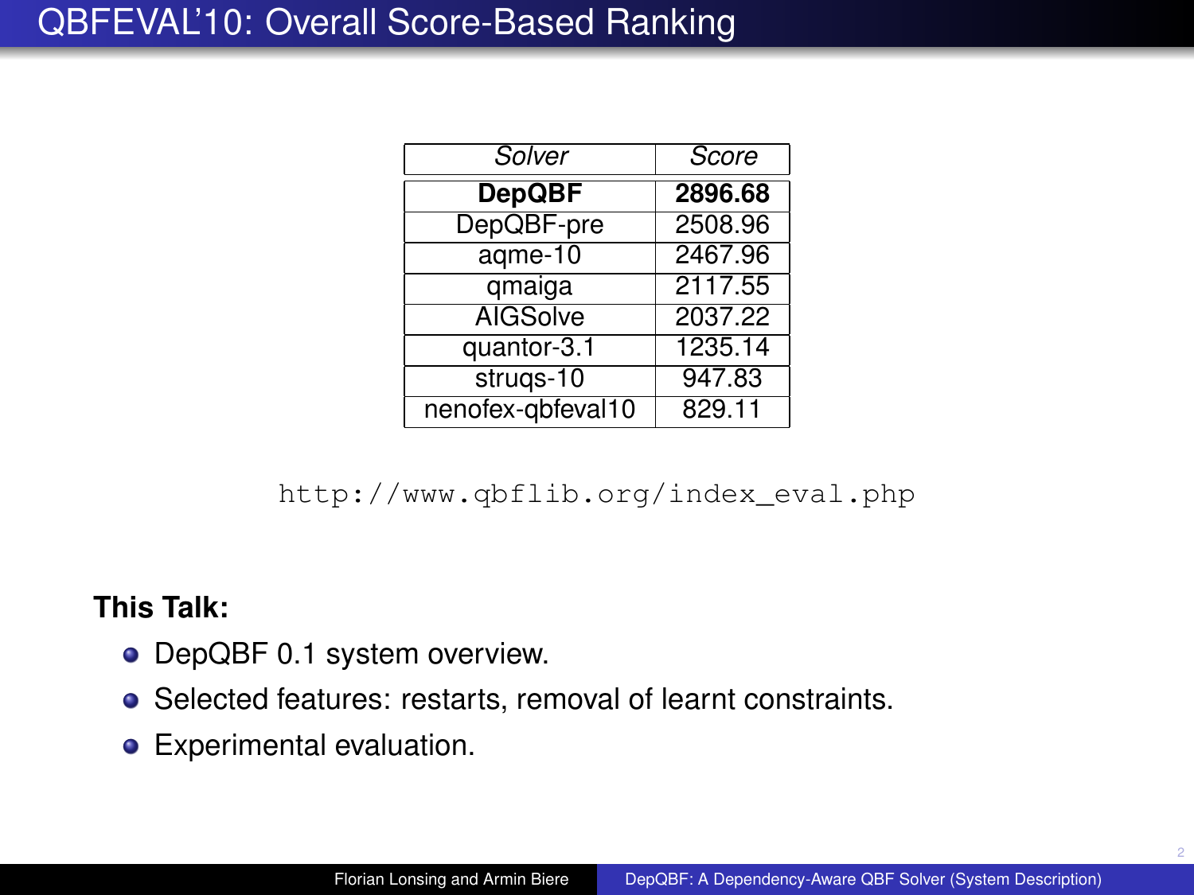# QBFEVAL'10: Overall Score-Based Ranking

| *Solver* | *Score* |
|---|---|
| **DepQBF** | **2896.68** |
| DepQBF-pre | 2508.96 |
| aqme-10 | 2467.96 |
| qmaiga | 2117.55 |
| AIGSolve | 2037.22 |
| quantor-3.1 | 1235.14 |
| struqs-10 | 947.83 |
| nenofex-qbfeval10 | 829.11 |

`http://www.qbflib.org/index_eval.php`

**This Talk:**

- DepQBF 0.1 system overview.
- Selected features: restarts, removal of learnt constraints.
- Experimental evaluation.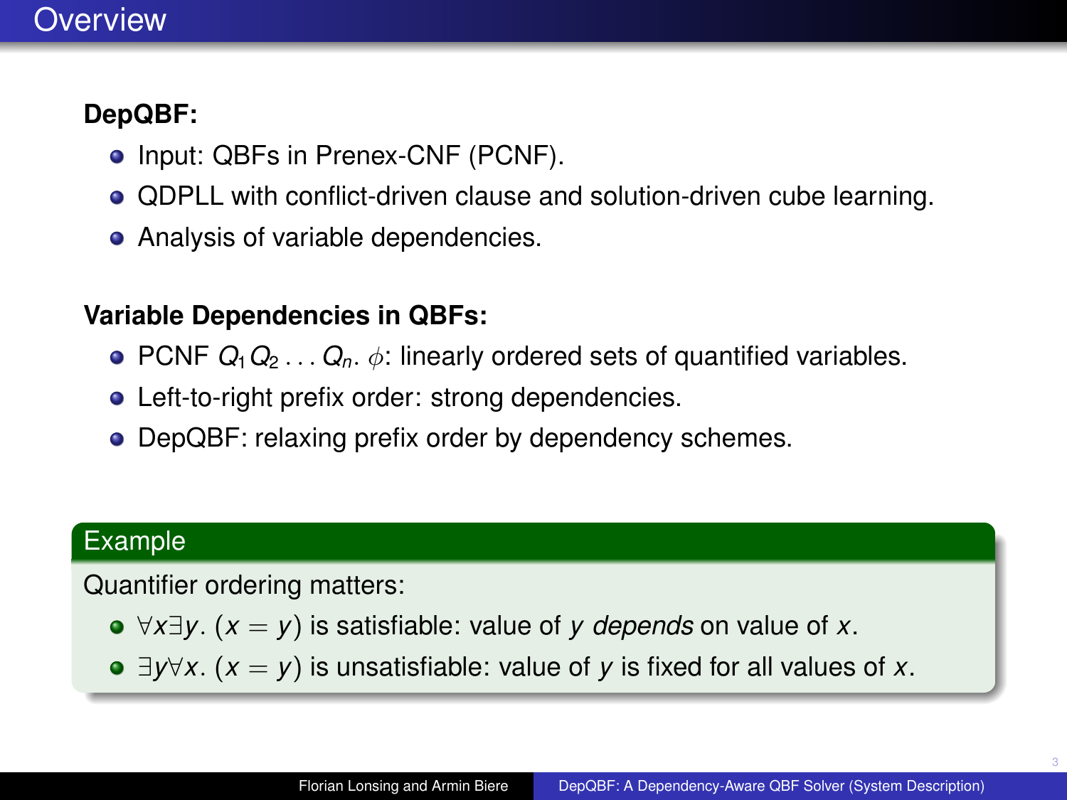# Overview

**DepQBF:**

- Input: QBFs in Prenex-CNF (PCNF).
- QDPLL with conflict-driven clause and solution-driven cube learning.
- Analysis of variable dependencies.

**Variable Dependencies in QBFs:**

- PCNF $Q_1 Q_2 \ldots Q_n. \phi$: linearly ordered sets of quantified variables.
- Left-to-right prefix order: strong dependencies.
- DepQBF: relaxing prefix order by dependency schemes.

**Example**

Quantifier ordering matters:

- $\forall x \exists y. (x = y)$ is satisfiable: value of $y$ *depends* on value of $x$.
- $\exists y \forall x. (x = y)$ is unsatisfiable: value of $y$ is fixed for all values of $x$.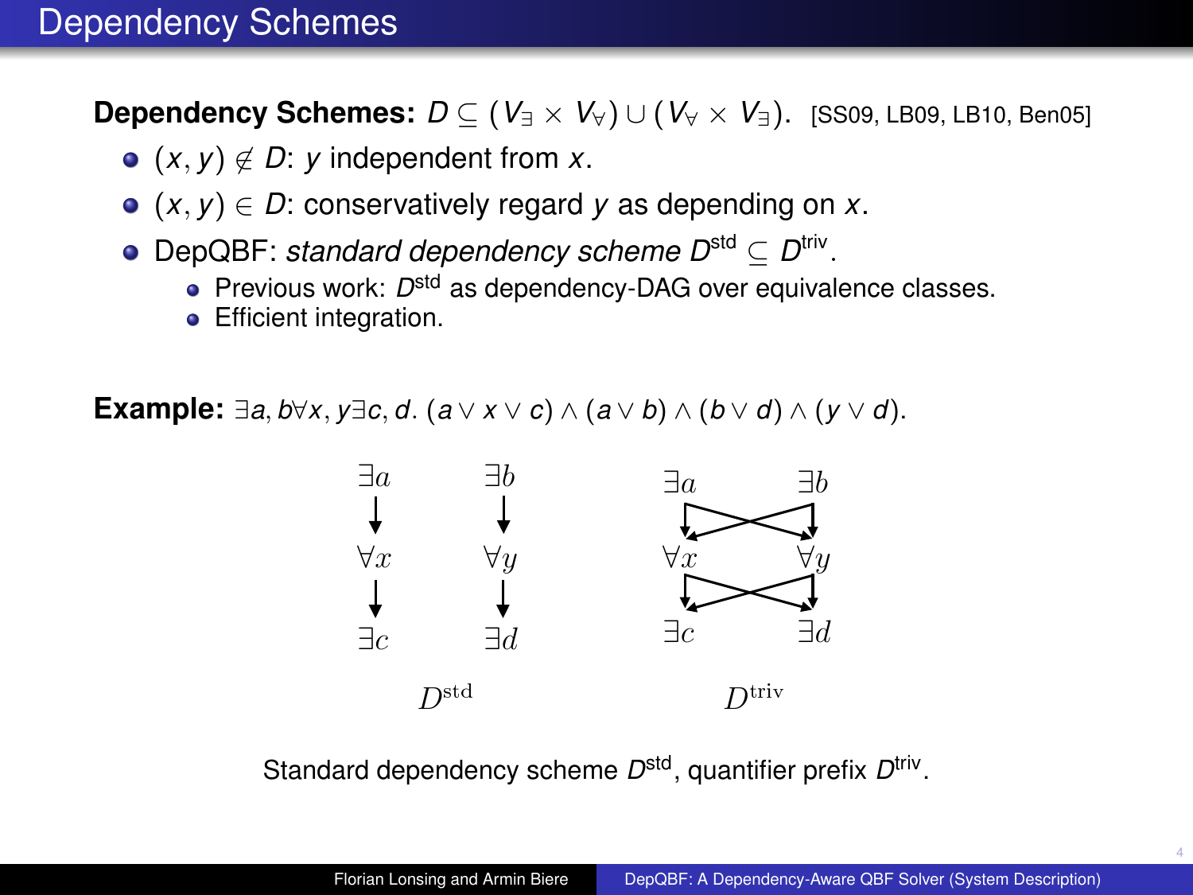# Dependency Schemes

**Dependency Schemes:** $D \subseteq (V_\exists \times V_\forall) \cup (V_\forall \times V_\exists)$. [SS09, LB09, LB10, Ben05]

- $(x, y) \notin D$: $y$ independent from $x$.
- $(x, y) \in D$: conservatively regard $y$ as depending on $x$.
- DepQBF: *standard dependency scheme $D^{\text{std}} \subseteq D^{\text{triv}}$*.
  - Previous work: $D^{\text{std}}$ as dependency-DAG over equivalence classes.
  - Efficient integration.

**Example:** $\exists a, b \forall x, y \exists c, d.\ (a \vee x \vee c) \wedge (a \vee b) \wedge (b \vee d) \wedge (y \vee d)$.

$D^{\text{std}}$: $\exists a \rightarrow \forall x \rightarrow \exists c$; $\exists b \rightarrow \forall y \rightarrow \exists d$

$D^{\text{triv}}$: $\exists a \rightarrow \forall x$, $\exists a \rightarrow \forall y$, $\exists b \rightarrow \forall x$, $\exists b \rightarrow \forall y$; $\forall x \rightarrow \exists c$, $\forall x \rightarrow \exists d$, $\forall y \rightarrow \exists c$, $\forall y \rightarrow \exists d$

Standard dependency scheme $D^{\text{std}}$, quantifier prefix $D^{\text{triv}}$.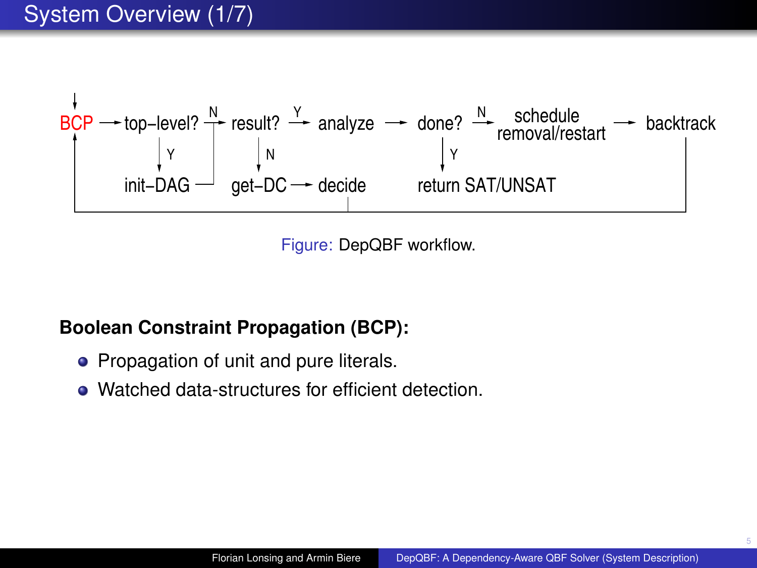# System Overview (1/7)

BCP → top–level? →(N) result? →(Y) analyze → done? →(N) schedule removal/restart → backtrack

top–level? ↓(Y) init–DAG

result? ↓(N) get–DC → decide

done? ↓(Y) return SAT/UNSAT

Figure: DepQBF workflow.

**Boolean Constraint Propagation (BCP):**

- Propagation of unit and pure literals.
- Watched data-structures for efficient detection.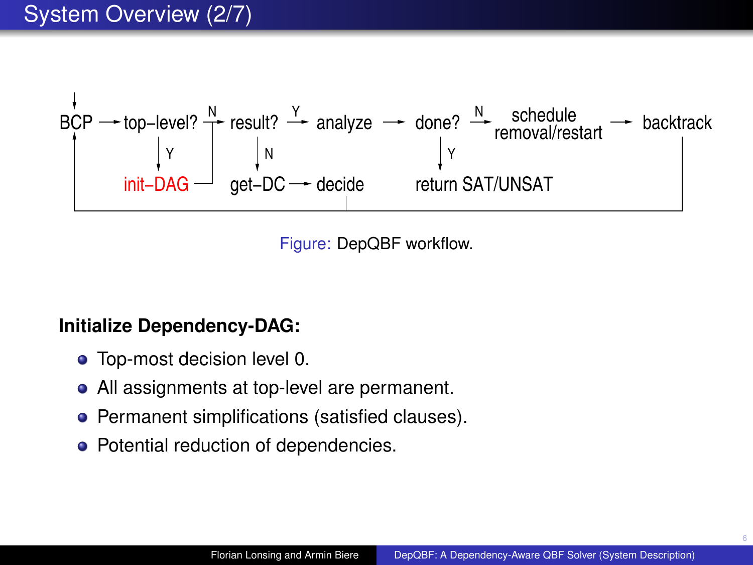# System Overview (2/7)

BCP → top–level? —N→ result? —Y→ analyze → done? —N→ schedule removal/restart → backtrack

top–level? —Y→ init–DAG

result? —N→ get–DC → decide

done? —Y→ return SAT/UNSAT

Figure: DepQBF workflow.

**Initialize Dependency-DAG:**

- Top-most decision level 0.
- All assignments at top-level are permanent.
- Permanent simplifications (satisfied clauses).
- Potential reduction of dependencies.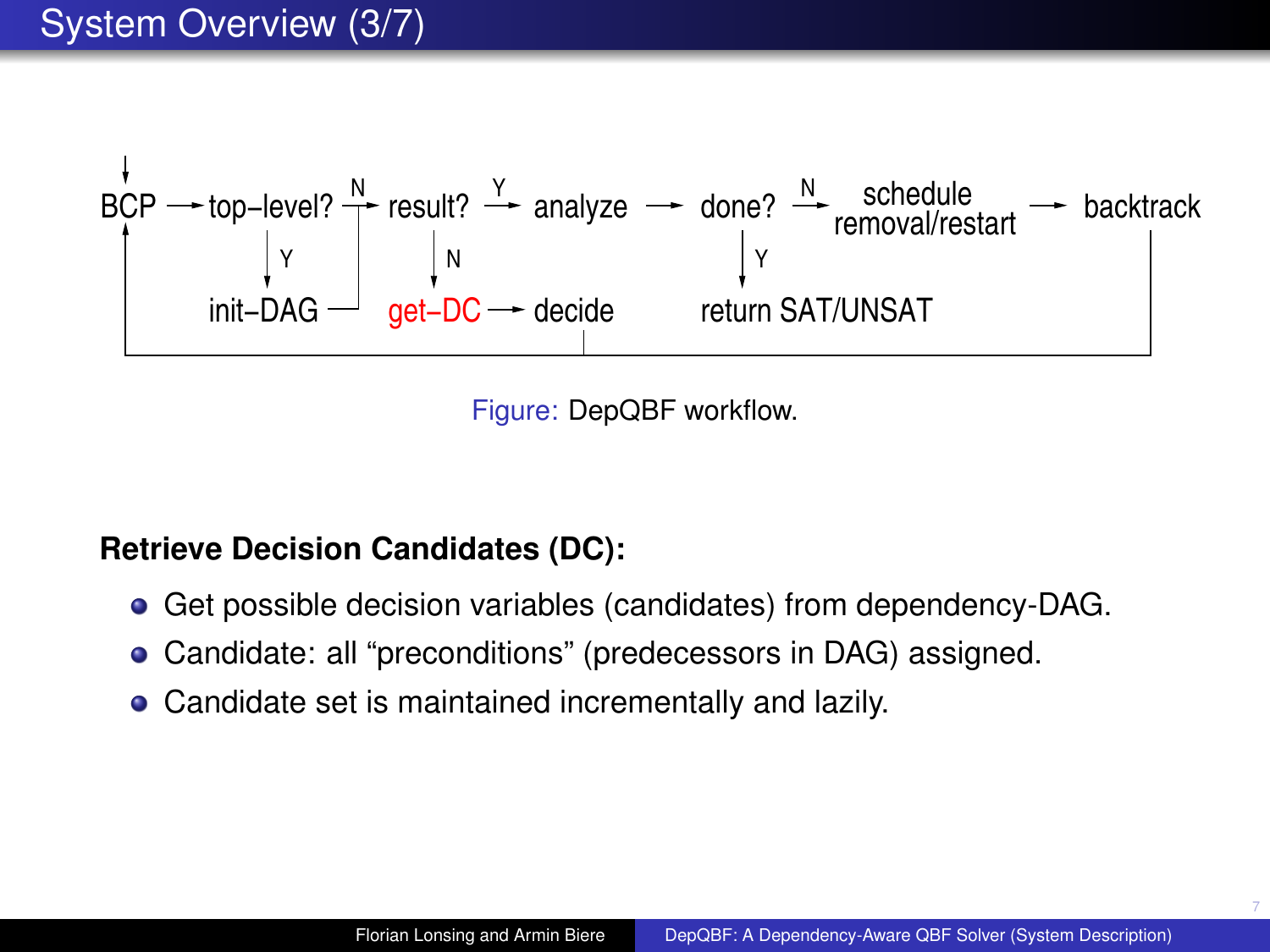# System Overview (3/7)

BCP → top–level? —N→ result? —Y→ analyze → done? —N→ schedule removal/restart → backtrack

top–level? —Y→ init–DAG

result? —N→ get–DC → decide

done? —Y→ return SAT/UNSAT

Figure: DepQBF workflow.

**Retrieve Decision Candidates (DC):**

- Get possible decision variables (candidates) from dependency-DAG.
- Candidate: all "preconditions" (predecessors in DAG) assigned.
- Candidate set is maintained incrementally and lazily.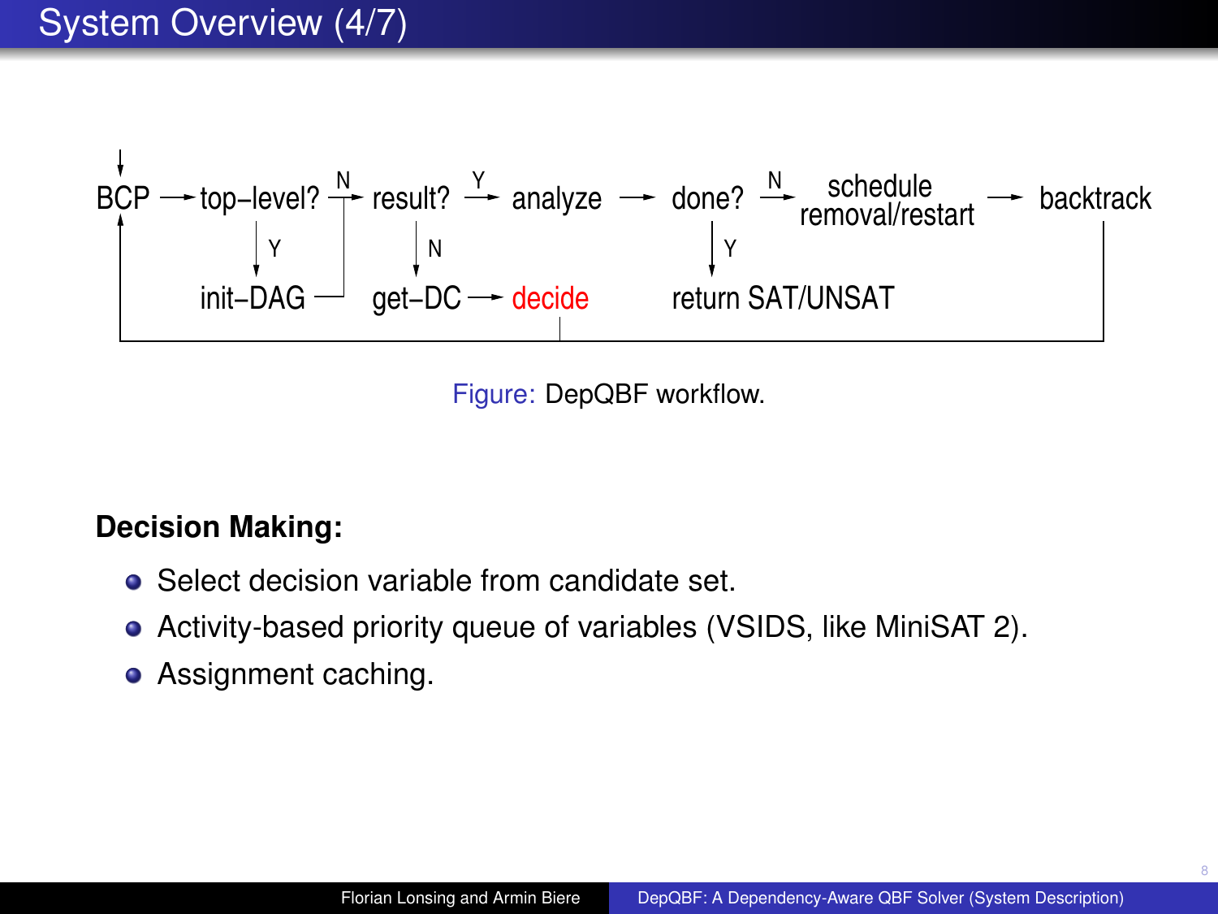# System Overview (4/7)

BCP → top–level? →(N) result? →(Y) analyze → done? →(N) schedule removal/restart → backtrack

top–level? ↓(Y) init–DAG → result?

result? ↓(N) get–DC → decide

done? ↓(Y) return SAT/UNSAT

decide → BCP; backtrack → BCP

Figure: DepQBF workflow.

**Decision Making:**

- Select decision variable from candidate set.
- Activity-based priority queue of variables (VSIDS, like MiniSAT 2).
- Assignment caching.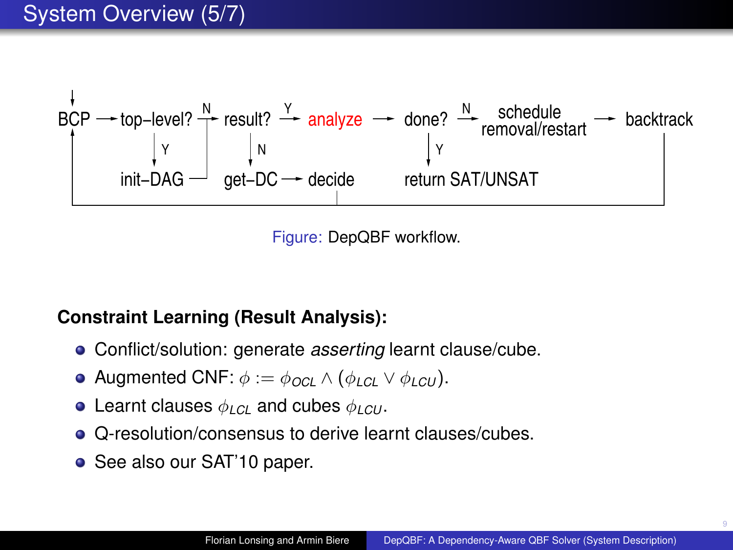# System Overview (5/7)

BCP → top–level? →(N) result? →(Y) analyze → done? →(N) schedule removal/restart → backtrack

top–level? ↓(Y) init–DAG

result? ↓(N) get–DC → decide

done? ↓(Y) return SAT/UNSAT

Figure: DepQBF workflow.

**Constraint Learning (Result Analysis):**

- Conflict/solution: generate *asserting* learnt clause/cube.
- Augmented CNF: $\phi := \phi_{OCL} \wedge (\phi_{LCL} \vee \phi_{LCU})$.
- Learnt clauses $\phi_{LCL}$ and cubes $\phi_{LCU}$.
- Q-resolution/consensus to derive learnt clauses/cubes.
- See also our SAT'10 paper.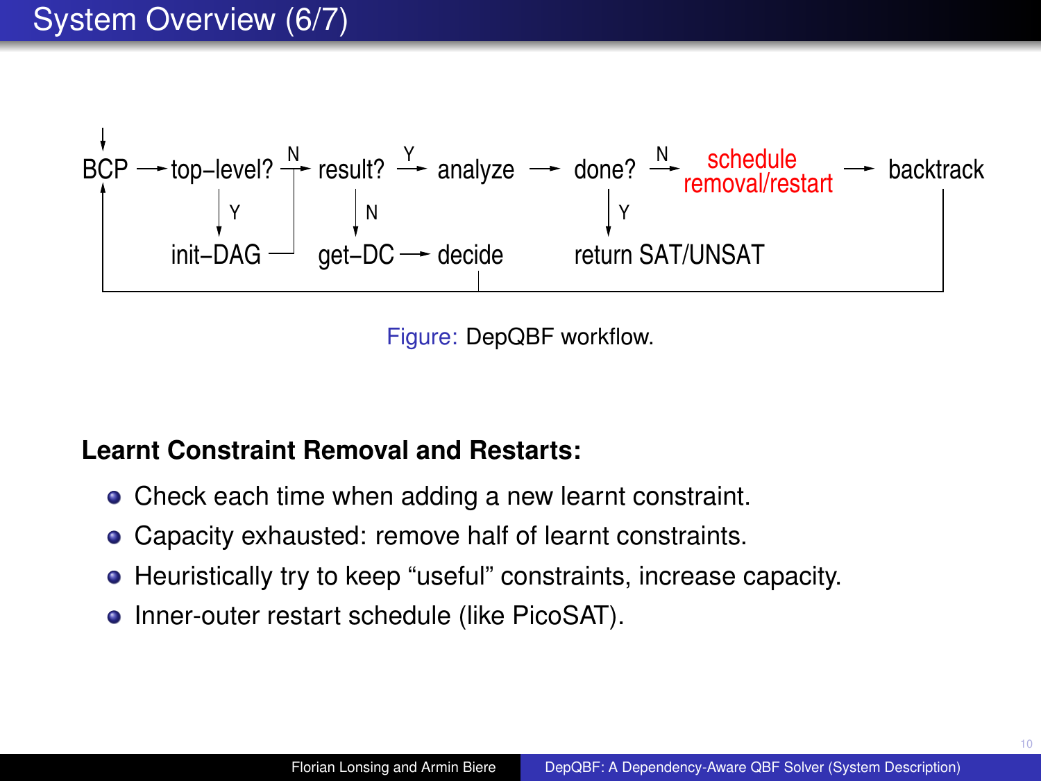# System Overview (6/7)

```
  |
  v
BCP --> top-level? --N--> result? --Y--> analyze --> done? --N--> schedule removal/restart --> backtrack
 ^          |                 |                        |                                          |
 |          Y                 N                        Y                                          |
 |          v                 v                        v                                          |
 |      init-DAG --      get-DC --> decide       return SAT/UNSAT                                 |
 |                                    |                                                           |
 +------------------------------------+-----------------------------------------------------------+
```

Figure: DepQBF workflow.

**Learnt Constraint Removal and Restarts:**

- Check each time when adding a new learnt constraint.
- Capacity exhausted: remove half of learnt constraints.
- Heuristically try to keep "useful" constraints, increase capacity.
- Inner-outer restart schedule (like PicoSAT).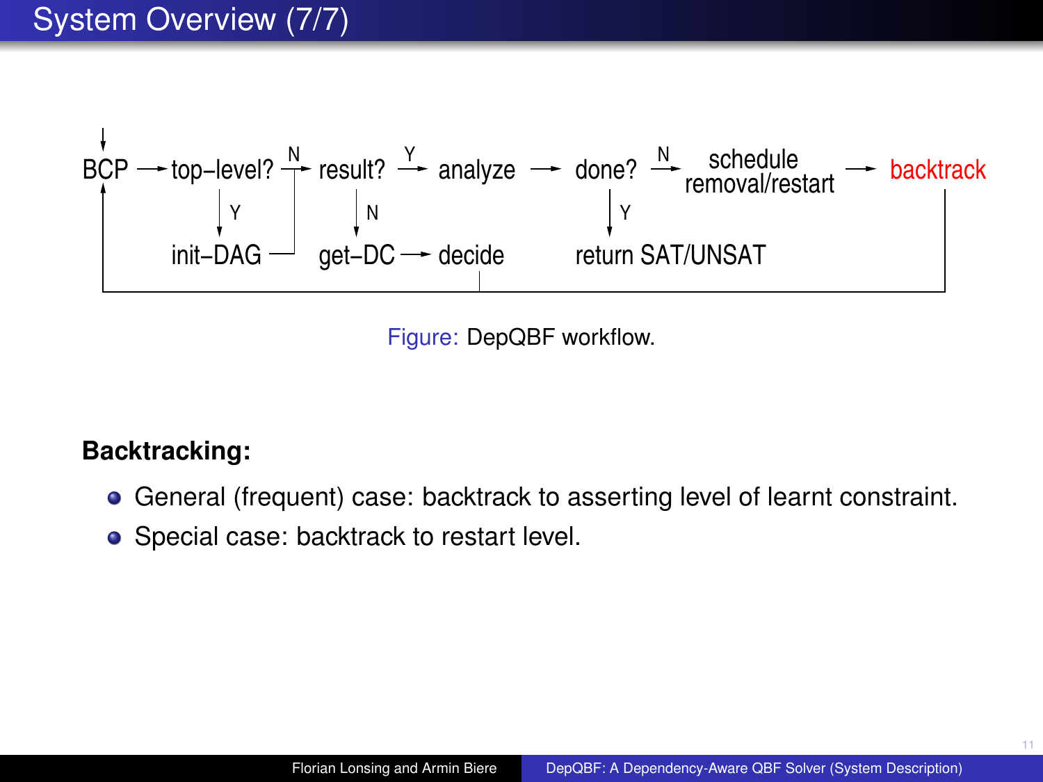# System Overview (7/7)

BCP → top–level? →(N) result? →(Y) analyze → done? →(N) schedule removal/restart → backtrack

top–level? ↓(Y) init–DAG

result? ↓(N) get–DC → decide

done? ↓(Y) return SAT/UNSAT

Figure: DepQBF workflow.

**Backtracking:**

- General (frequent) case: backtrack to asserting level of learnt constraint.
- Special case: backtrack to restart level.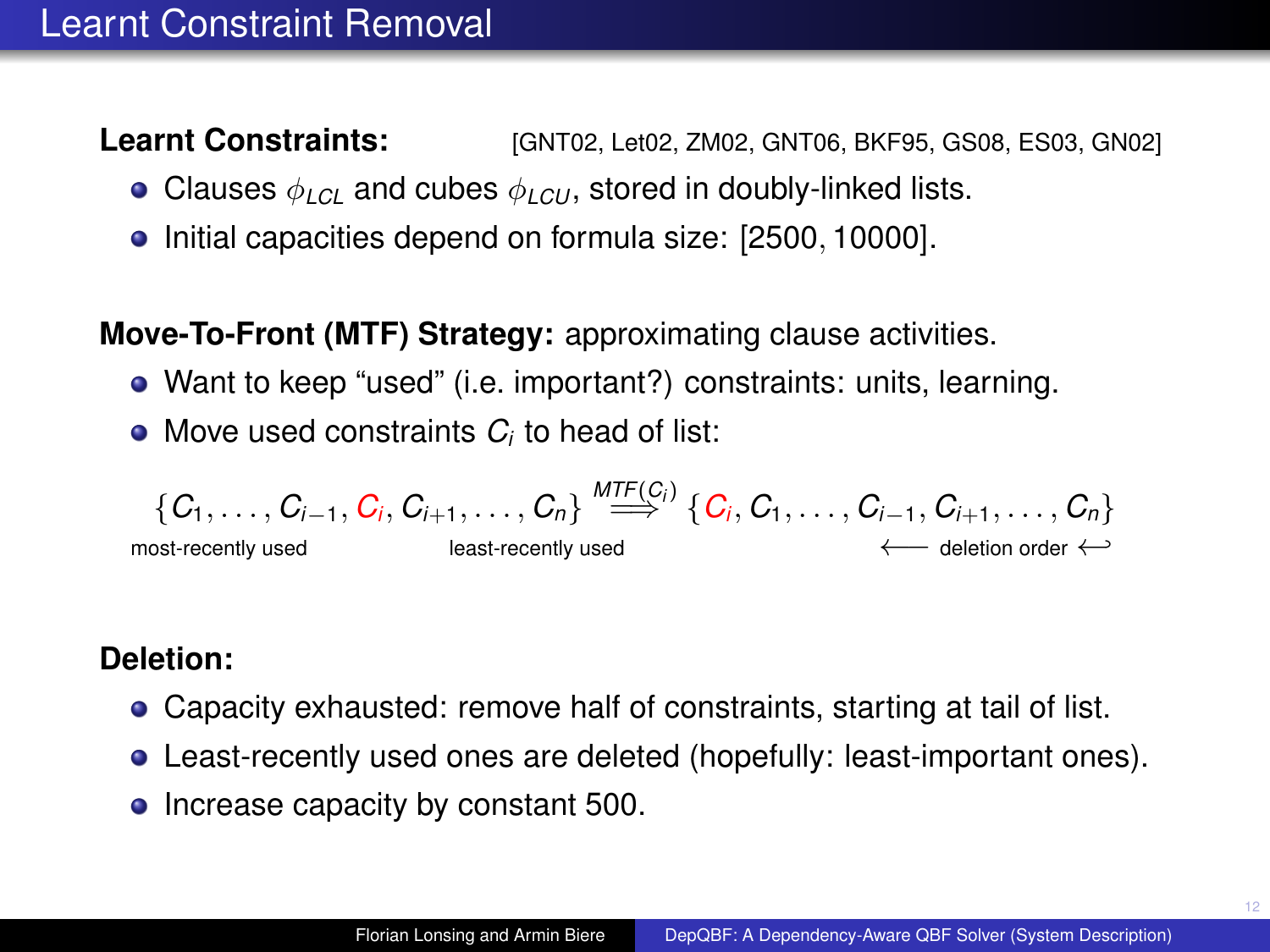# Learnt Constraint Removal

**Learnt Constraints:** [GNT02, Let02, ZM02, GNT06, BKF95, GS08, ES03, GN02]

- Clauses $\phi_{LCL}$ and cubes $\phi_{LCU}$, stored in doubly-linked lists.
- Initial capacities depend on formula size: $[2500, 10000]$.

**Move-To-Front (MTF) Strategy:** approximating clause activities.

- Want to keep "used" (i.e. important?) constraints: units, learning.
- Move used constraints $C_i$ to head of list:

$$\{C_1, \ldots, C_{i-1}, C_i, C_{i+1}, \ldots, C_n\} \stackrel{MTF(C_i)}{\Longrightarrow} \{C_i, C_1, \ldots, C_{i-1}, C_{i+1}, \ldots, C_n\}$$

most-recently used — least-recently used — $\longleftarrow$ deletion order $\hookleftarrow$

**Deletion:**

- Capacity exhausted: remove half of constraints, starting at tail of list.
- Least-recently used ones are deleted (hopefully: least-important ones).
- Increase capacity by constant 500.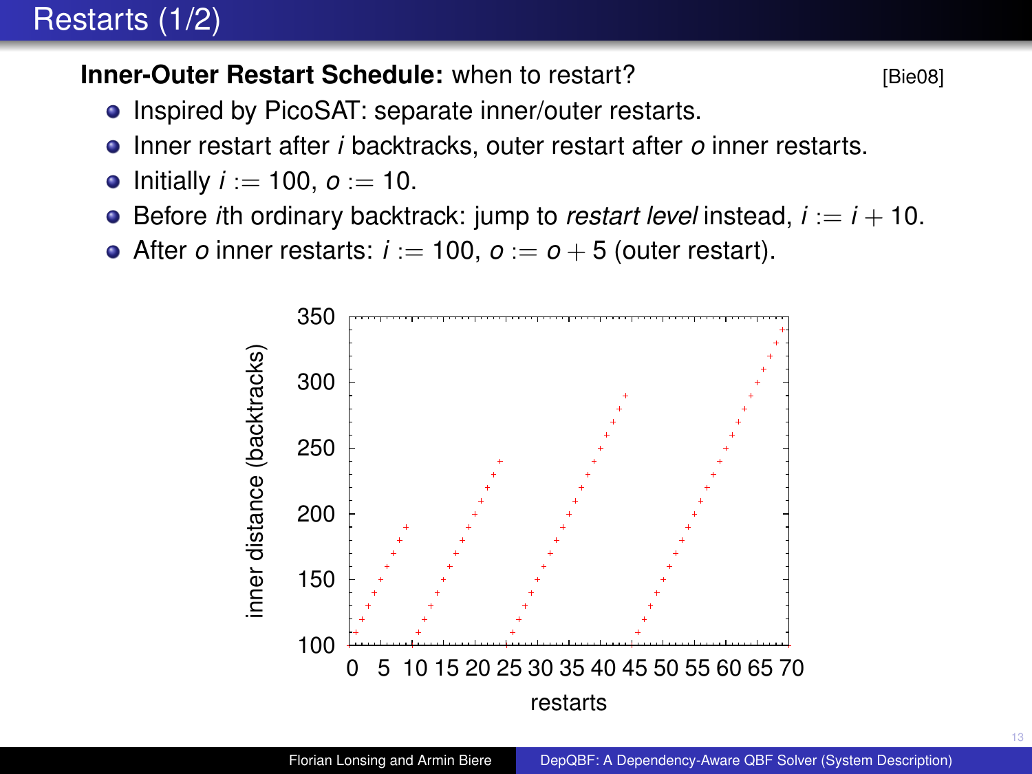# Restarts (1/2)

**Inner-Outer Restart Schedule:** when to restart? [Bie08]

- Inspired by PicoSAT: separate inner/outer restarts.
- Inner restart after $i$ backtracks, outer restart after $o$ inner restarts.
- Initially $i := 100$, $o := 10$.
- Before $i$th ordinary backtrack: jump to *restart level* instead, $i := i + 10$.
- After $o$ inner restarts: $i := 100$, $o := o + 5$ (outer restart).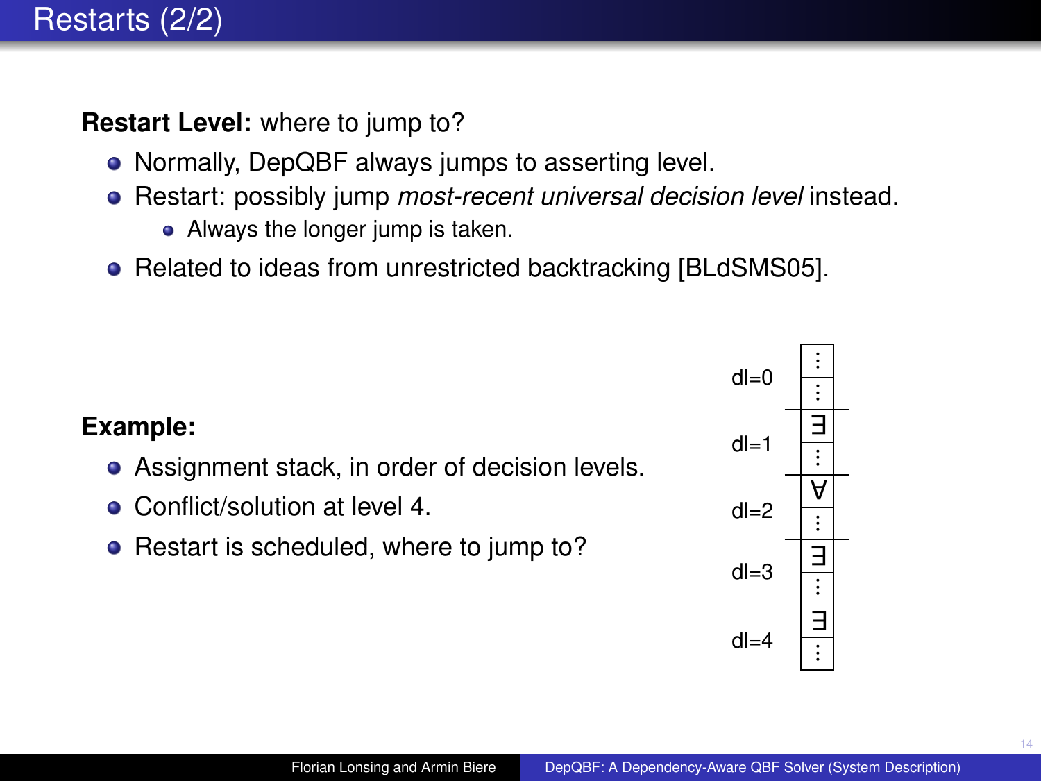# Restarts (2/2)

**Restart Level:** where to jump to?

- Normally, DepQBF always jumps to asserting level.
- Restart: possibly jump *most-recent universal decision level* instead.
  - Always the longer jump is taken.
- Related to ideas from unrestricted backtracking [BLdSMS05].

**Example:**

- Assignment stack, in order of decision levels.
- Conflict/solution at level 4.
- Restart is scheduled, where to jump to?

| | |
|---|---|
| dl=0 | ⋮ ⋮ |
| dl=1 | ∃ ⋮ |
| dl=2 | ∀ ⋮ |
| dl=3 | ∃ ⋮ |
| dl=4 | ∃ ⋮ |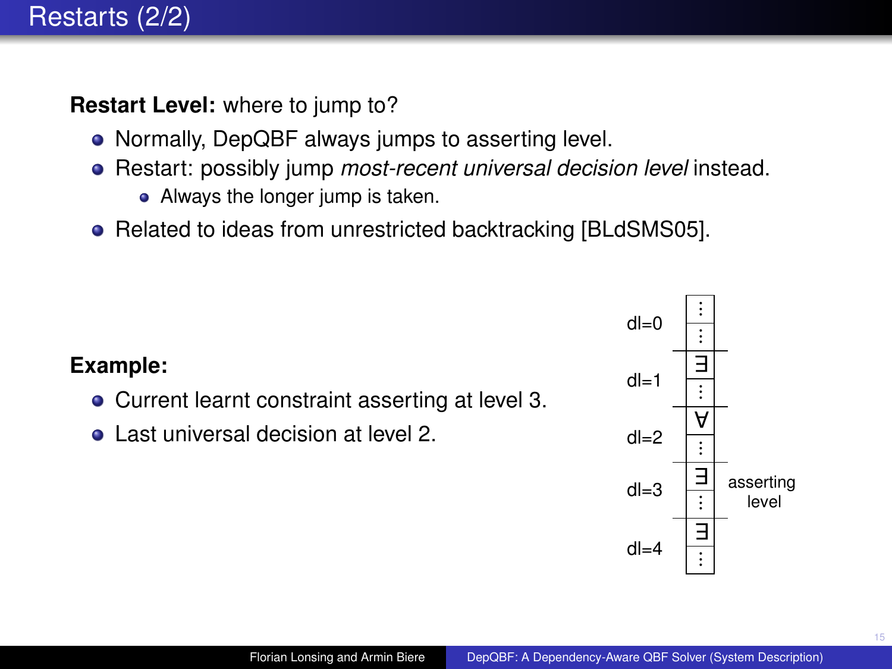# Restarts (2/2)

**Restart Level:** where to jump to?

- Normally, DepQBF always jumps to asserting level.
- Restart: possibly jump *most-recent universal decision level* instead.
  - Always the longer jump is taken.
- Related to ideas from unrestricted backtracking [BLdSMS05].

**Example:**

- Current learnt constraint asserting at level 3.
- Last universal decision at level 2.

| Decision level | Trail | |
|---|---|---|
| dl=0 | ⋮ | |
| | ⋮ | |
| dl=1 | $\exists$ | |
| | ⋮ | |
| dl=2 | $\forall$ | |
| | ⋮ | |
| dl=3 | $\exists$ | asserting level |
| | ⋮ | |
| dl=4 | $\exists$ | |
| | ⋮ | |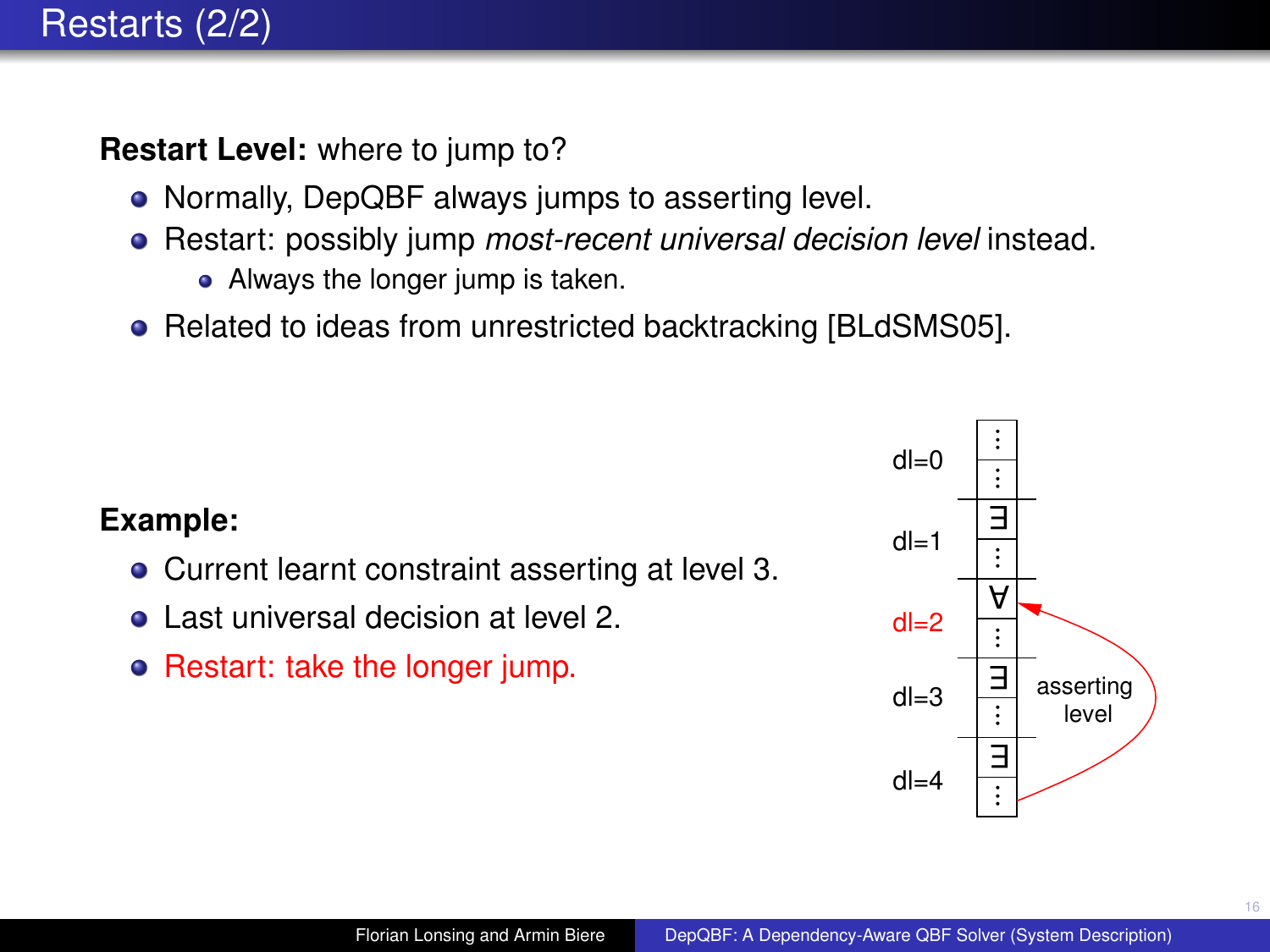# Restarts (2/2)

**Restart Level:** where to jump to?

- Normally, DepQBF always jumps to asserting level.
- Restart: possibly jump *most-recent universal decision level* instead.
  - Always the longer jump is taken.
- Related to ideas from unrestricted backtracking [BLdSMS05].

**Example:**

- Current learnt constraint asserting at level 3.
- Last universal decision at level 2.
- Restart: take the longer jump.

| | |
|---|---|
| dl=0 | ⋮ |
| | ⋮ |
| dl=1 | $\exists$ |
| | ⋮ |
| dl=2 | $\forall$ |
| | ⋮ |
| dl=3 | $\exists$ |
| | ⋮ |
| dl=4 | $\exists$ |
| | ⋮ |

asserting level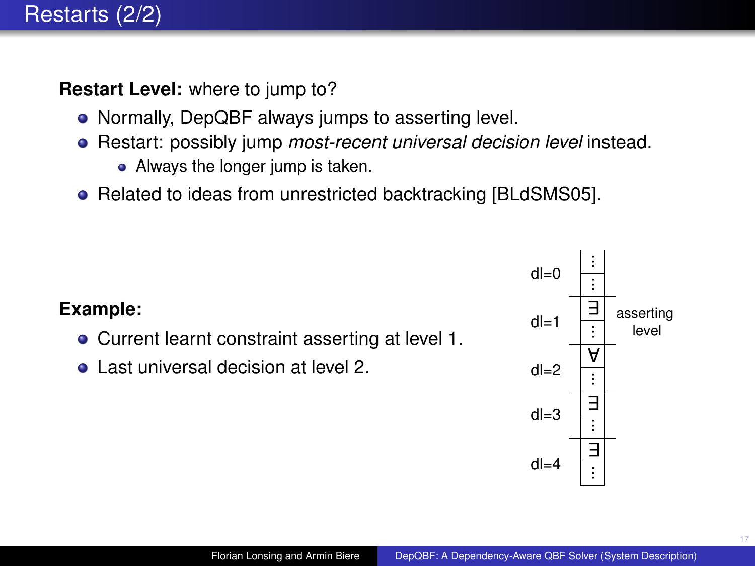# Restarts (2/2)

**Restart Level:** where to jump to?

- Normally, DepQBF always jumps to asserting level.
- Restart: possibly jump *most-recent universal decision level* instead.
  - Always the longer jump is taken.
- Related to ideas from unrestricted backtracking [BLdSMS05].

**Example:**

- Current learnt constraint asserting at level 1.
- Last universal decision at level 2.

| Decision level | Trail | |
|---|---|---|
| dl=0 | ⋮ | |
| | ⋮ | |
| dl=1 | $\exists$ | asserting level |
| | ⋮ | |
| dl=2 | $\forall$ | |
| | ⋮ | |
| dl=3 | $\exists$ | |
| | ⋮ | |
| dl=4 | $\exists$ | |
| | ⋮ | |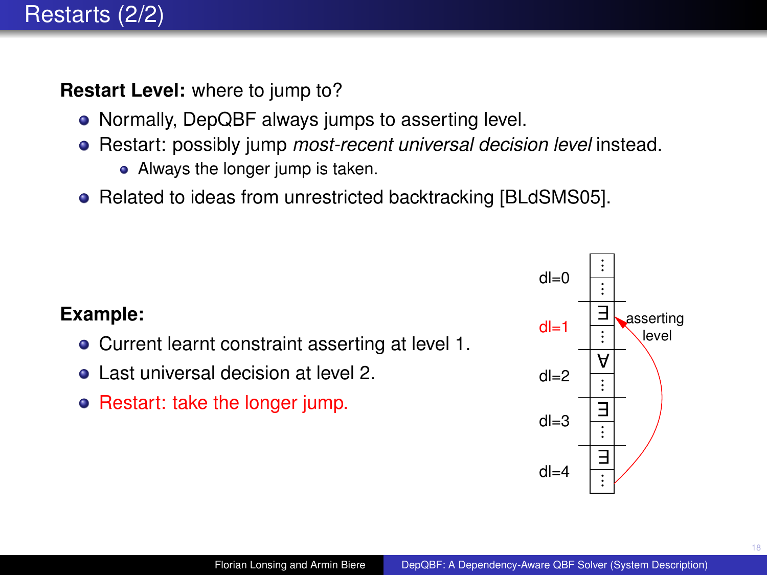# Restarts (2/2)

**Restart Level:** where to jump to?

- Normally, DepQBF always jumps to asserting level.
- Restart: possibly jump *most-recent universal decision level* instead.
  - Always the longer jump is taken.
- Related to ideas from unrestricted backtracking [BLdSMS05].

**Example:**

- Current learnt constraint asserting at level 1.
- Last universal decision at level 2.
- Restart: take the longer jump.

dl=0

dl=1

dl=2

dl=3

dl=4

asserting level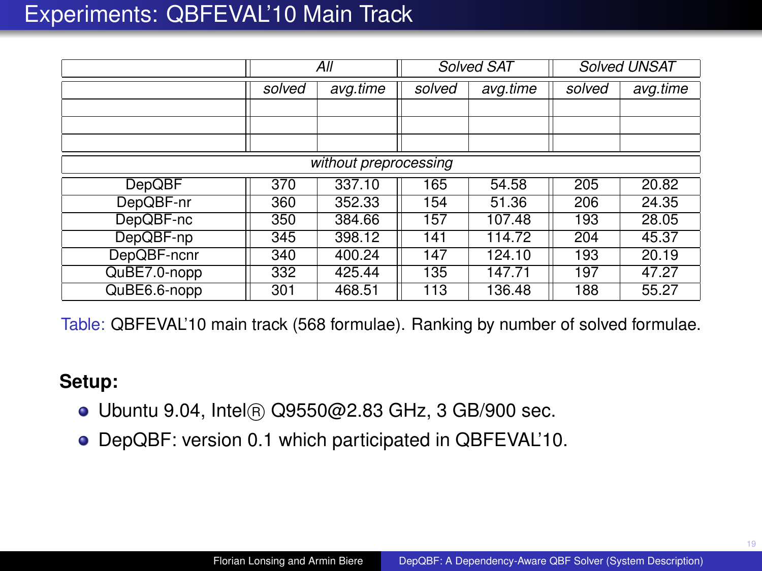# Experiments: QBFEVAL'10 Main Track

| | *All* | | *Solved SAT* | | *Solved UNSAT* | |
|---|---|---|---|---|---|---|
| | *solved* | *avg.time* | *solved* | *avg.time* | *solved* | *avg.time* |
| | | | | | | |
| | | | | | | |
| | | | | | | |
| *without preprocessing* | | | | | | |
| DepQBF | 370 | 337.10 | 165 | 54.58 | 205 | 20.82 |
| DepQBF-nr | 360 | 352.33 | 154 | 51.36 | 206 | 24.35 |
| DepQBF-nc | 350 | 384.66 | 157 | 107.48 | 193 | 28.05 |
| DepQBF-np | 345 | 398.12 | 141 | 114.72 | 204 | 45.37 |
| DepQBF-ncnr | 340 | 400.24 | 147 | 124.10 | 193 | 20.19 |
| QuBE7.0-nopp | 332 | 425.44 | 135 | 147.71 | 197 | 47.27 |
| QuBE6.6-nopp | 301 | 468.51 | 113 | 136.48 | 188 | 55.27 |

Table: QBFEVAL'10 main track (568 formulae). Ranking by number of solved formulae.

**Setup:**

- Ubuntu 9.04, Intel® Q9550@2.83 GHz, 3 GB/900 sec.
- DepQBF: version 0.1 which participated in QBFEVAL'10.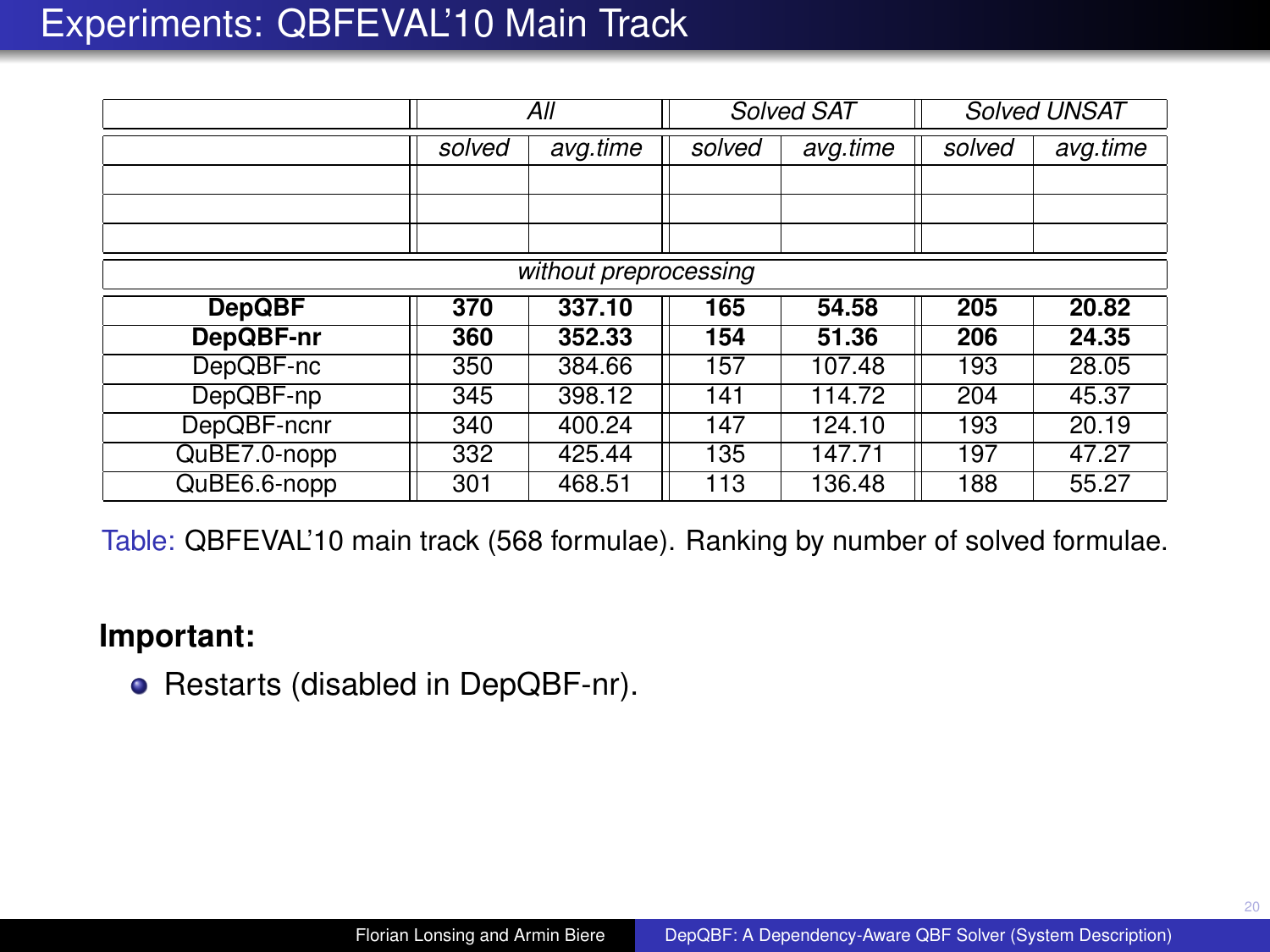# Experiments: QBFEVAL'10 Main Track

| | *All* | | *Solved SAT* | | *Solved UNSAT* | |
|---|---|---|---|---|---|---|
| | *solved* | *avg.time* | *solved* | *avg.time* | *solved* | *avg.time* |
| | | | | | | |
| | | | | | | |
| | | | | | | |
| *without preprocessing* | | | | | | |
| **DepQBF** | **370** | **337.10** | **165** | **54.58** | **205** | **20.82** |
| **DepQBF-nr** | **360** | **352.33** | **154** | **51.36** | **206** | **24.35** |
| DepQBF-nc | 350 | 384.66 | 157 | 107.48 | 193 | 28.05 |
| DepQBF-np | 345 | 398.12 | 141 | 114.72 | 204 | 45.37 |
| DepQBF-ncnr | 340 | 400.24 | 147 | 124.10 | 193 | 20.19 |
| QuBE7.0-nopp | 332 | 425.44 | 135 | 147.71 | 197 | 47.27 |
| QuBE6.6-nopp | 301 | 468.51 | 113 | 136.48 | 188 | 55.27 |

Table: QBFEVAL'10 main track (568 formulae). Ranking by number of solved formulae.

**Important:**

- Restarts (disabled in DepQBF-nr).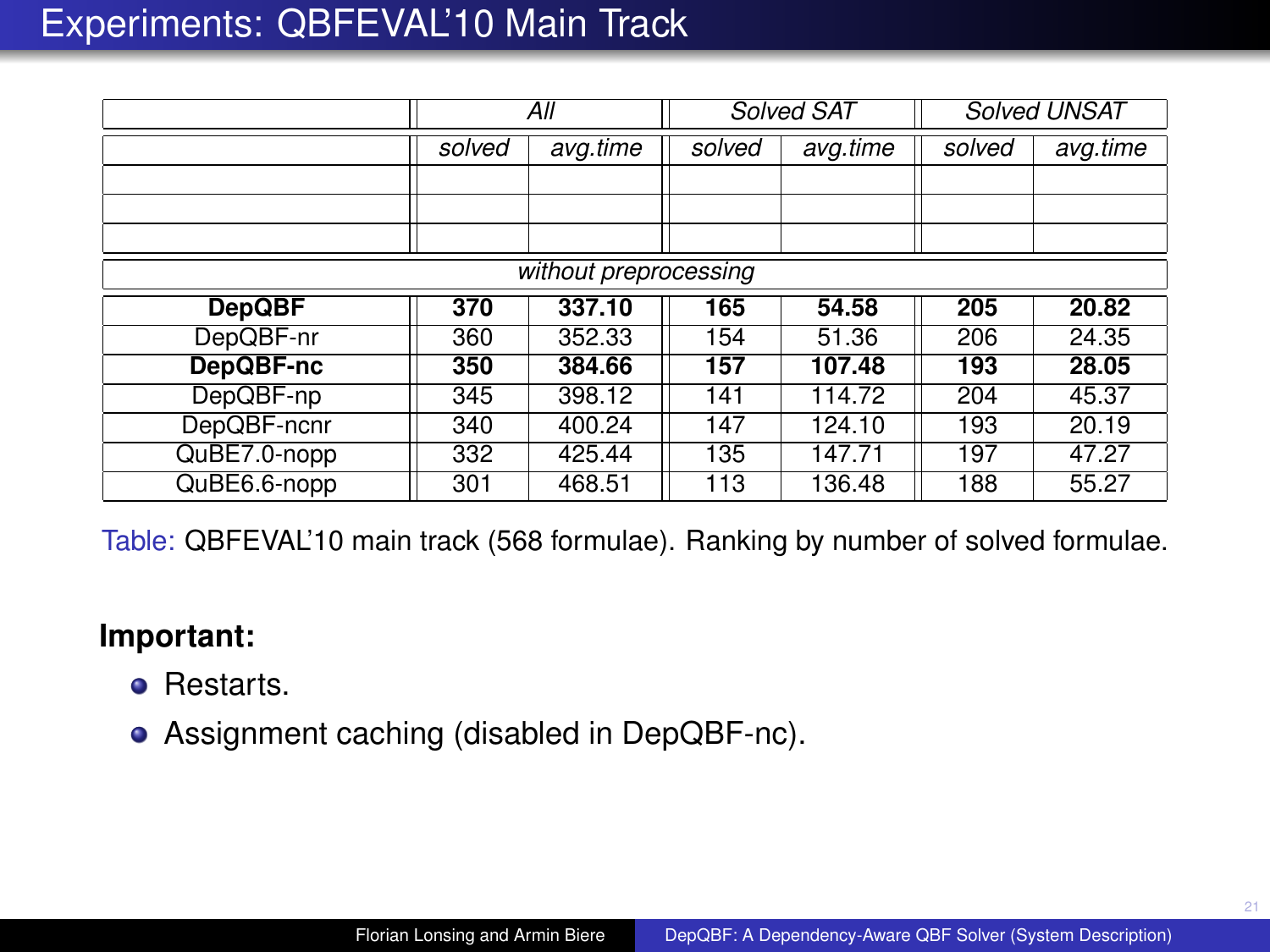# Experiments: QBFEVAL'10 Main Track

| | *All* | | *Solved SAT* | | *Solved UNSAT* | |
|---|---|---|---|---|---|---|
| | *solved* | *avg.time* | *solved* | *avg.time* | *solved* | *avg.time* |
| | | | | | | |
| | | | | | | |
| | | | | | | |
| *without preprocessing* | | | | | | |
| **DepQBF** | **370** | **337.10** | **165** | **54.58** | **205** | **20.82** |
| DepQBF-nr | 360 | 352.33 | 154 | 51.36 | 206 | 24.35 |
| **DepQBF-nc** | **350** | **384.66** | **157** | **107.48** | **193** | **28.05** |
| DepQBF-np | 345 | 398.12 | 141 | 114.72 | 204 | 45.37 |
| DepQBF-ncnr | 340 | 400.24 | 147 | 124.10 | 193 | 20.19 |
| QuBE7.0-nopp | 332 | 425.44 | 135 | 147.71 | 197 | 47.27 |
| QuBE6.6-nopp | 301 | 468.51 | 113 | 136.48 | 188 | 55.27 |

Table: QBFEVAL'10 main track (568 formulae). Ranking by number of solved formulae.

**Important:**

- Restarts.
- Assignment caching (disabled in DepQBF-nc).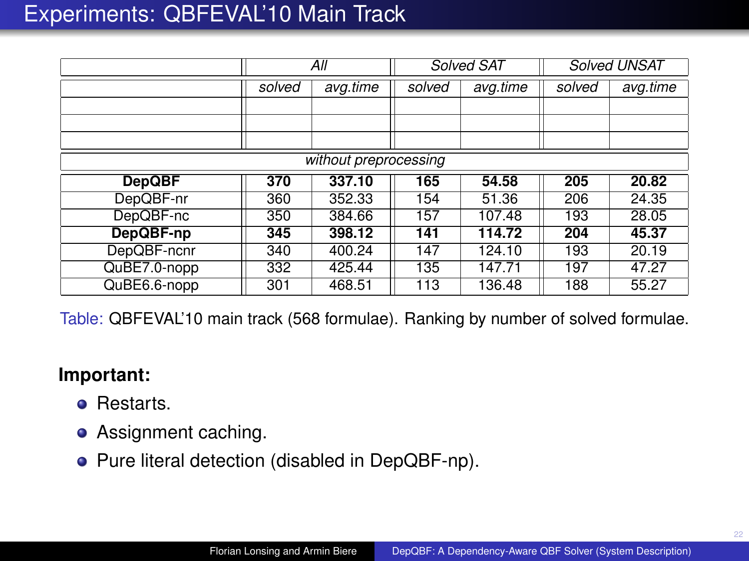# Experiments: QBFEVAL'10 Main Track

| | *All* | | *Solved SAT* | | *Solved UNSAT* | |
|---|---|---|---|---|---|---|
| | *solved* | *avg.time* | *solved* | *avg.time* | *solved* | *avg.time* |
| | | | | | | |
| | | | | | | |
| | | | | | | |
| *without preprocessing* | | | | | | |
| **DepQBF** | **370** | **337.10** | **165** | **54.58** | **205** | **20.82** |
| DepQBF-nr | 360 | 352.33 | 154 | 51.36 | 206 | 24.35 |
| DepQBF-nc | 350 | 384.66 | 157 | 107.48 | 193 | 28.05 |
| **DepQBF-np** | **345** | **398.12** | **141** | **114.72** | **204** | **45.37** |
| DepQBF-ncnr | 340 | 400.24 | 147 | 124.10 | 193 | 20.19 |
| QuBE7.0-nopp | 332 | 425.44 | 135 | 147.71 | 197 | 47.27 |
| QuBE6.6-nopp | 301 | 468.51 | 113 | 136.48 | 188 | 55.27 |

Table: QBFEVAL'10 main track (568 formulae). Ranking by number of solved formulae.

**Important:**

- Restarts.
- Assignment caching.
- Pure literal detection (disabled in DepQBF-np).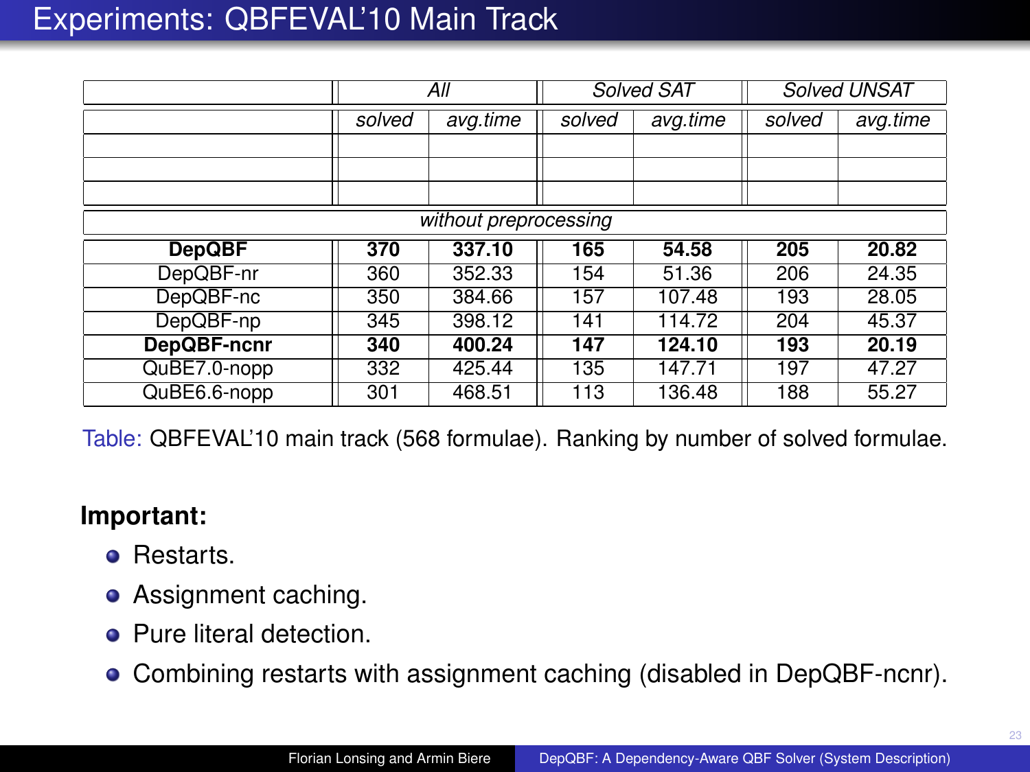# Experiments: QBFEVAL'10 Main Track

| | *All* | | *Solved SAT* | | *Solved UNSAT* | |
|---|---|---|---|---|---|---|
| | *solved* | *avg.time* | *solved* | *avg.time* | *solved* | *avg.time* |
| | | | | | | |
| | | | | | | |
| | | | | | | |
| *without preprocessing* | | | | | | |
| **DepQBF** | **370** | **337.10** | **165** | **54.58** | **205** | **20.82** |
| DepQBF-nr | 360 | 352.33 | 154 | 51.36 | 206 | 24.35 |
| DepQBF-nc | 350 | 384.66 | 157 | 107.48 | 193 | 28.05 |
| DepQBF-np | 345 | 398.12 | 141 | 114.72 | 204 | 45.37 |
| **DepQBF-ncnr** | **340** | **400.24** | **147** | **124.10** | **193** | **20.19** |
| QuBE7.0-nopp | 332 | 425.44 | 135 | 147.71 | 197 | 47.27 |
| QuBE6.6-nopp | 301 | 468.51 | 113 | 136.48 | 188 | 55.27 |

Table: QBFEVAL'10 main track (568 formulae). Ranking by number of solved formulae.

**Important:**

- Restarts.
- Assignment caching.
- Pure literal detection.
- Combining restarts with assignment caching (disabled in DepQBF-ncnr).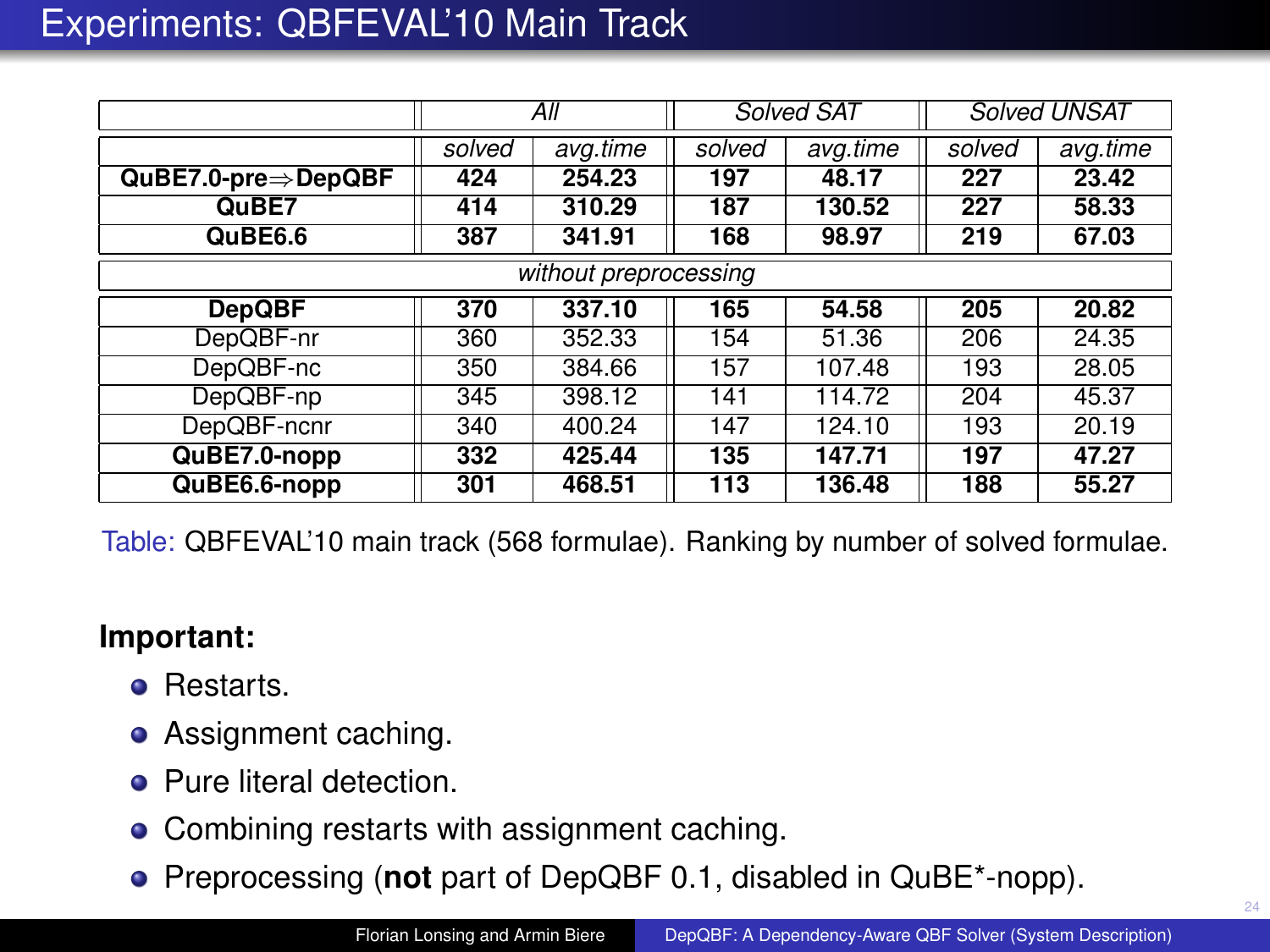# Experiments: QBFEVAL'10 Main Track

| | *All* | | *Solved SAT* | | *Solved UNSAT* | |
|---|---|---|---|---|---|---|
| | *solved* | *avg.time* | *solved* | *avg.time* | *solved* | *avg.time* |
| **QuBE7.0-pre⇒DepQBF** | **424** | **254.23** | **197** | **48.17** | **227** | **23.42** |
| **QuBE7** | **414** | **310.29** | **187** | **130.52** | **227** | **58.33** |
| **QuBE6.6** | **387** | **341.91** | **168** | **98.97** | **219** | **67.03** |
| *without preprocessing* | | | | | | |
| **DepQBF** | **370** | **337.10** | **165** | **54.58** | **205** | **20.82** |
| DepQBF-nr | 360 | 352.33 | 154 | 51.36 | 206 | 24.35 |
| DepQBF-nc | 350 | 384.66 | 157 | 107.48 | 193 | 28.05 |
| DepQBF-np | 345 | 398.12 | 141 | 114.72 | 204 | 45.37 |
| DepQBF-ncnr | 340 | 400.24 | 147 | 124.10 | 193 | 20.19 |
| **QuBE7.0-nopp** | **332** | **425.44** | **135** | **147.71** | **197** | **47.27** |
| **QuBE6.6-nopp** | **301** | **468.51** | **113** | **136.48** | **188** | **55.27** |

Table: QBFEVAL'10 main track (568 formulae). Ranking by number of solved formulae.

**Important:**

- Restarts.
- Assignment caching.
- Pure literal detection.
- Combining restarts with assignment caching.
- Preprocessing (**not** part of DepQBF 0.1, disabled in QuBE*-nopp).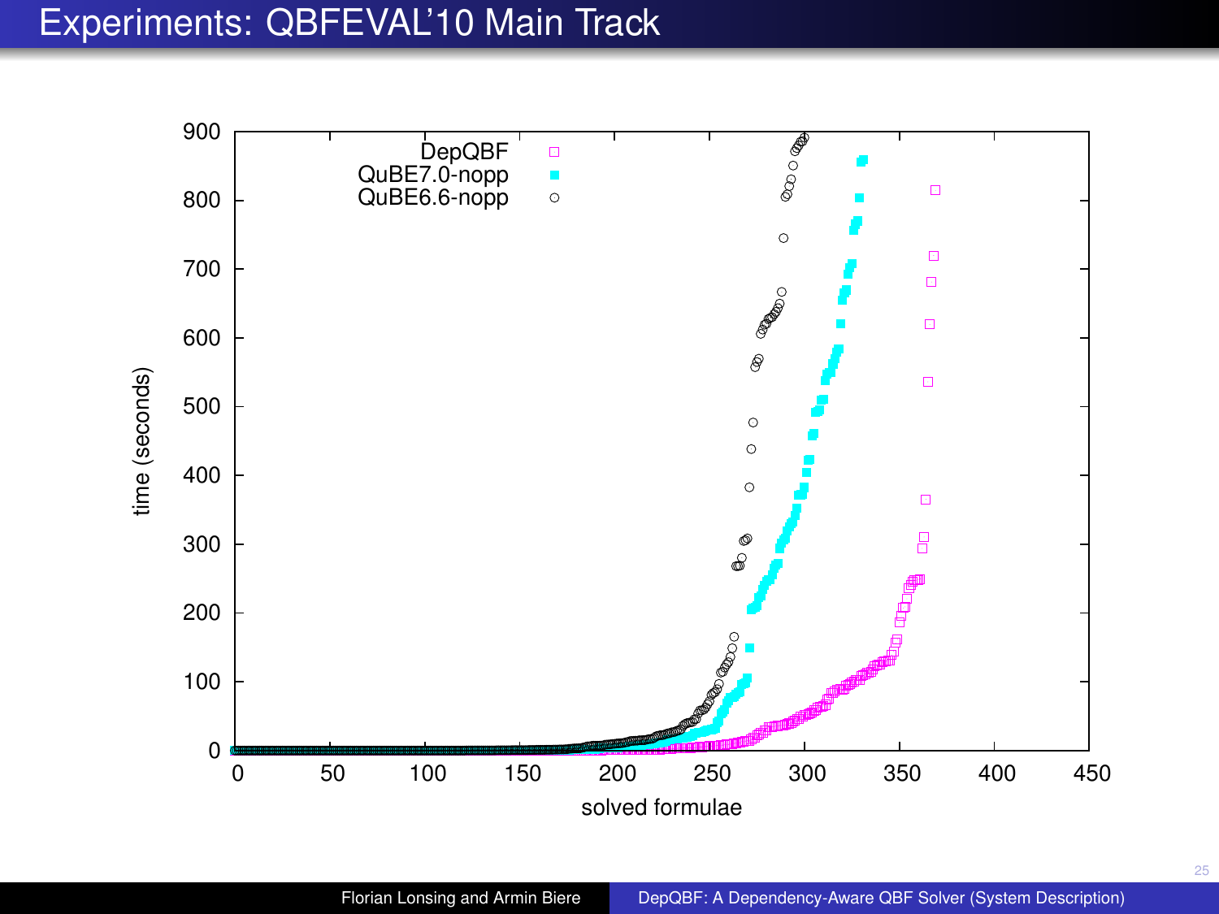# Experiments: QBFEVAL'10 Main Track

DepQBF
QuBE7.0-nopp
QuBE6.6-nopp

time (seconds)

900
800
700
600
500
400
300
200
100
0

0 50 100 150 200 250 300 350 400 450

solved formulae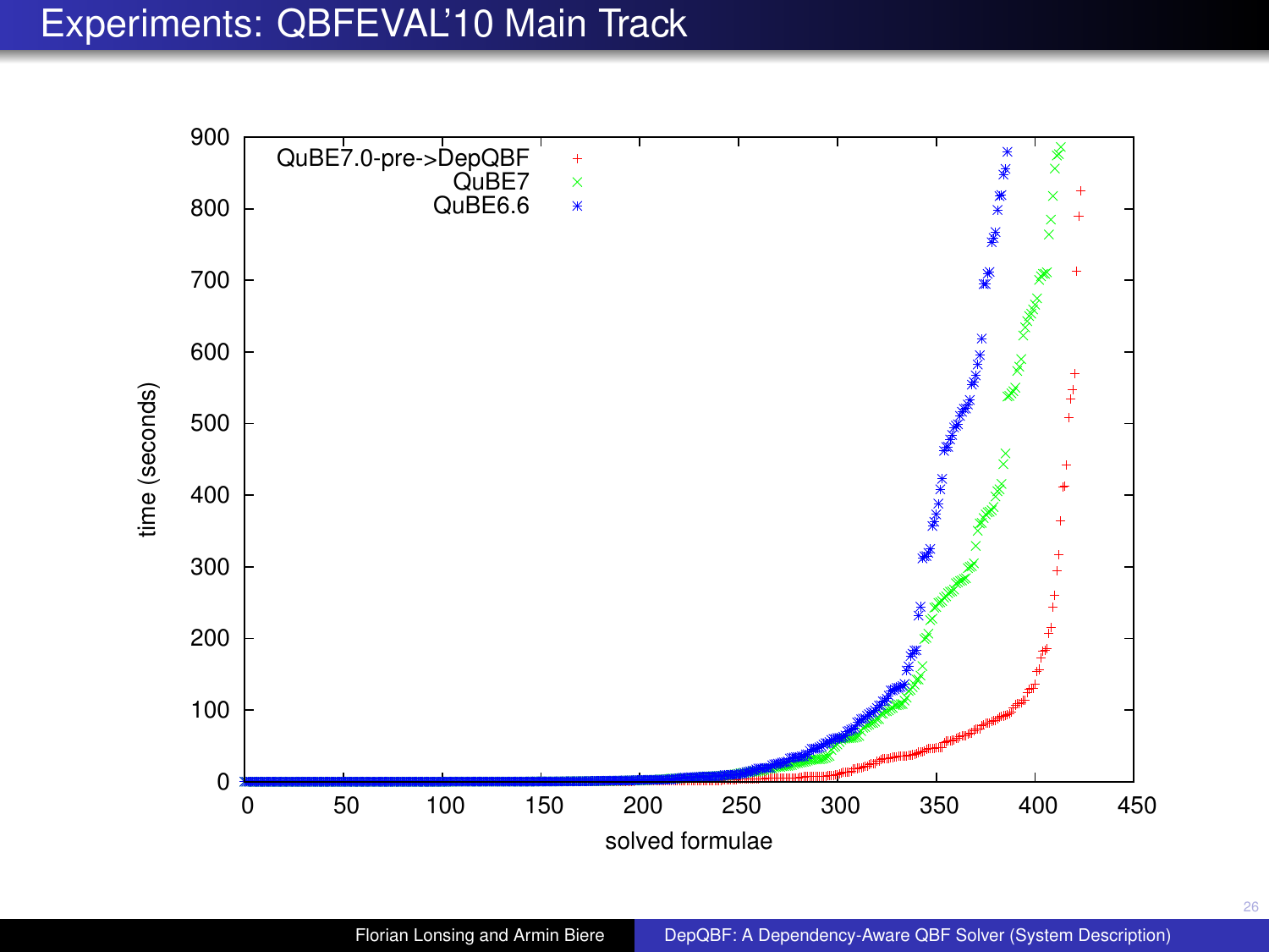# Experiments: QBFEVAL'10 Main Track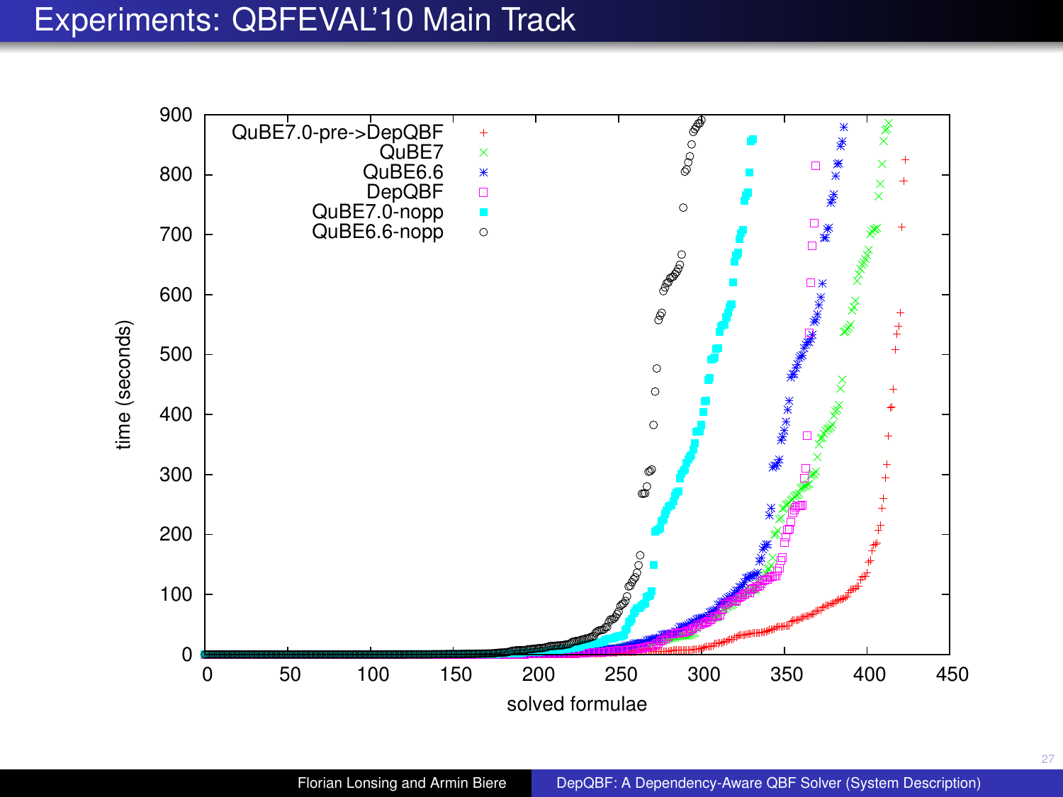# Experiments: QBFEVAL'10 Main Track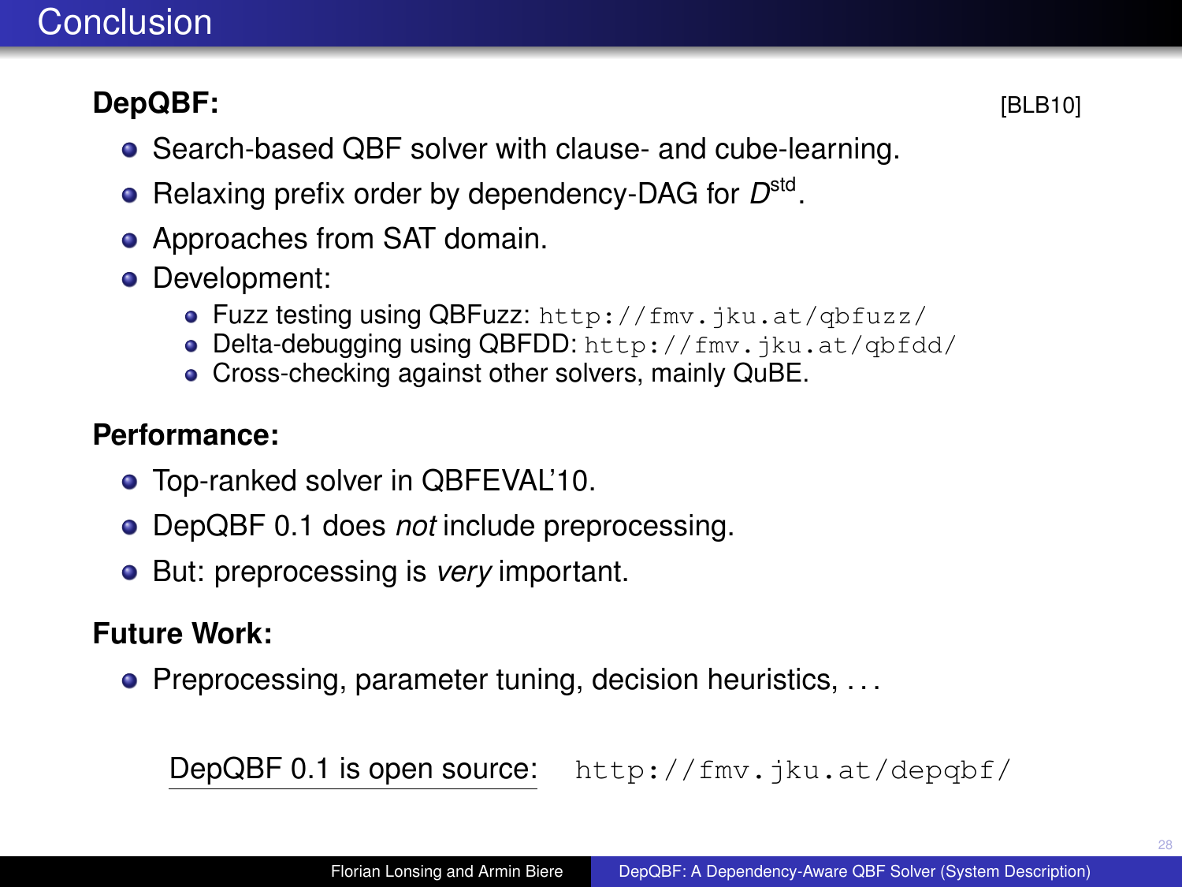# Conclusion

**DepQBF:** [BLB10]

- Search-based QBF solver with clause- and cube-learning.
- Relaxing prefix order by dependency-DAG for $D^{\text{std}}$.
- Approaches from SAT domain.
- Development:
  - Fuzz testing using QBFuzz: `http://fmv.jku.at/qbfuzz/`
  - Delta-debugging using QBFDD: `http://fmv.jku.at/qbfdd/`
  - Cross-checking against other solvers, mainly QuBE.

**Performance:**

- Top-ranked solver in QBFEVAL'10.
- DepQBF 0.1 does *not* include preprocessing.
- But: preprocessing is *very* important.

**Future Work:**

- Preprocessing, parameter tuning, decision heuristics, ...

DepQBF 0.1 is open source: `http://fmv.jku.at/depqbf/`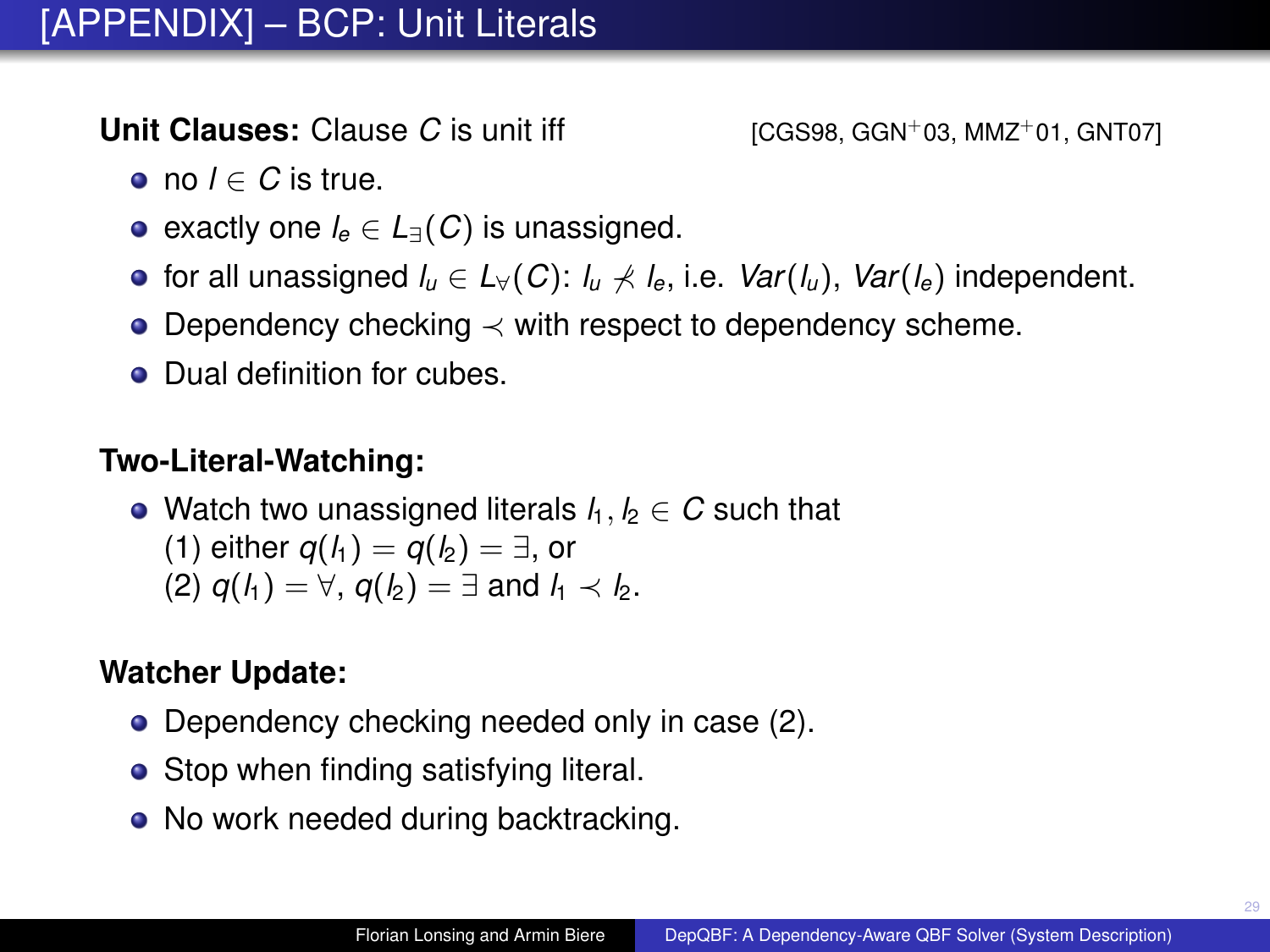# [APPENDIX] – BCP: Unit Literals

**Unit Clauses:** Clause $C$ is unit iff [CGS98, GGN+03, MMZ+01, GNT07]

- no $l \in C$ is true.
- exactly one $l_e \in L_\exists(C)$ is unassigned.
- for all unassigned $l_u \in L_\forall(C)$: $l_u \not\prec l_e$, i.e. $Var(l_u)$, $Var(l_e)$ independent.
- Dependency checking $\prec$ with respect to dependency scheme.
- Dual definition for cubes.

**Two-Literal-Watching:**

- Watch two unassigned literals $l_1, l_2 \in C$ such that
  (1) either $q(l_1) = q(l_2) = \exists$, or
  (2) $q(l_1) = \forall$, $q(l_2) = \exists$ and $l_1 \prec l_2$.

**Watcher Update:**

- Dependency checking needed only in case (2).
- Stop when finding satisfying literal.
- No work needed during backtracking.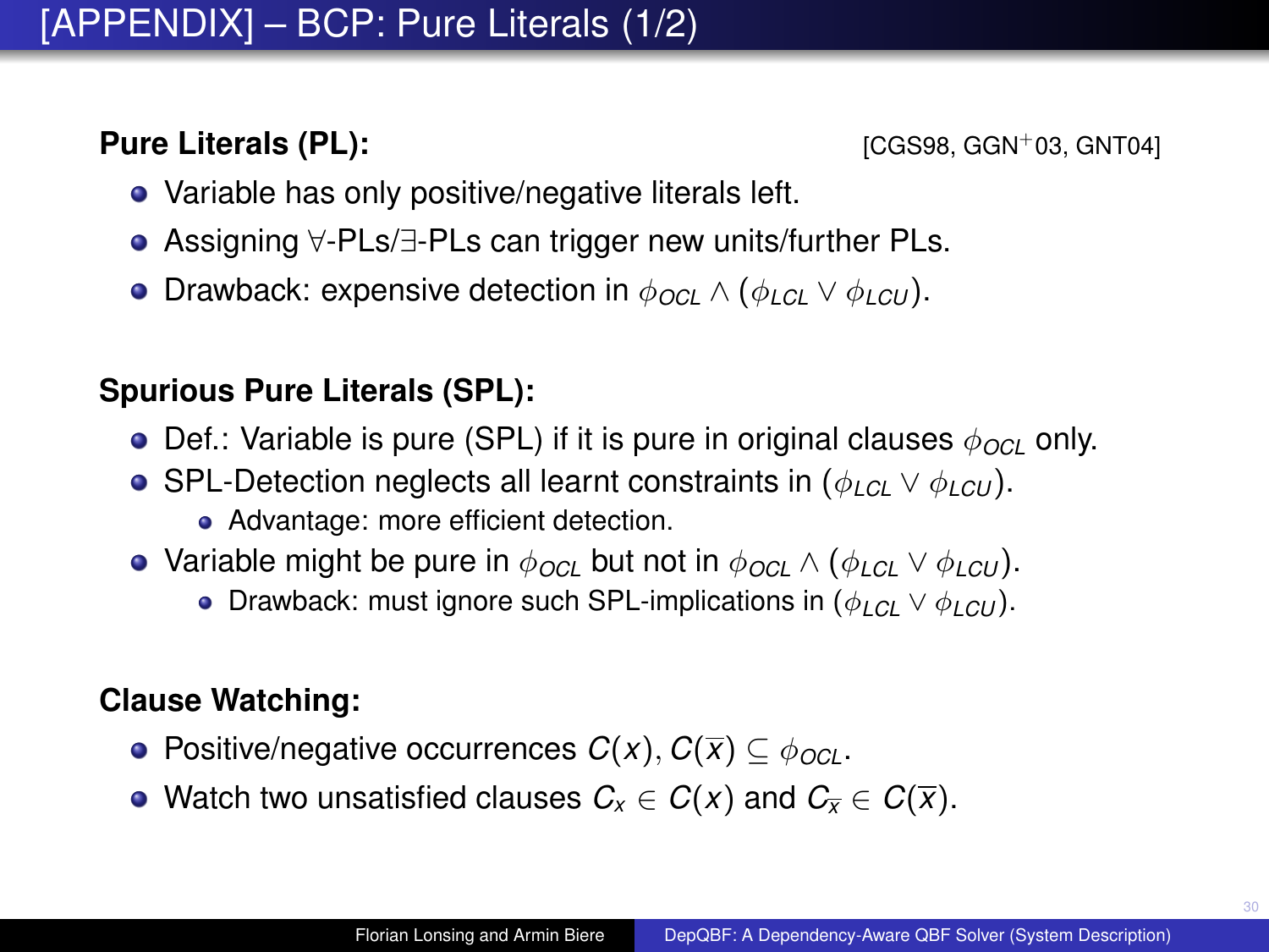# [APPENDIX] – BCP: Pure Literals (1/2)

**Pure Literals (PL):** [CGS98, GGN$^{+}$03, GNT04]

- Variable has only positive/negative literals left.
- Assigning $\forall$-PLs/$\exists$-PLs can trigger new units/further PLs.
- Drawback: expensive detection in $\phi_{OCL} \wedge (\phi_{LCL} \vee \phi_{LCU})$.

**Spurious Pure Literals (SPL):**

- Def.: Variable is pure (SPL) if it is pure in original clauses $\phi_{OCL}$ only.
- SPL-Detection neglects all learnt constraints in $(\phi_{LCL} \vee \phi_{LCU})$.
  - Advantage: more efficient detection.
- Variable might be pure in $\phi_{OCL}$ but not in $\phi_{OCL} \wedge (\phi_{LCL} \vee \phi_{LCU})$.
  - Drawback: must ignore such SPL-implications in $(\phi_{LCL} \vee \phi_{LCU})$.

**Clause Watching:**

- Positive/negative occurrences $C(x), C(\overline{x}) \subseteq \phi_{OCL}$.
- Watch two unsatisfied clauses $C_x \in C(x)$ and $C_{\overline{x}} \in C(\overline{x})$.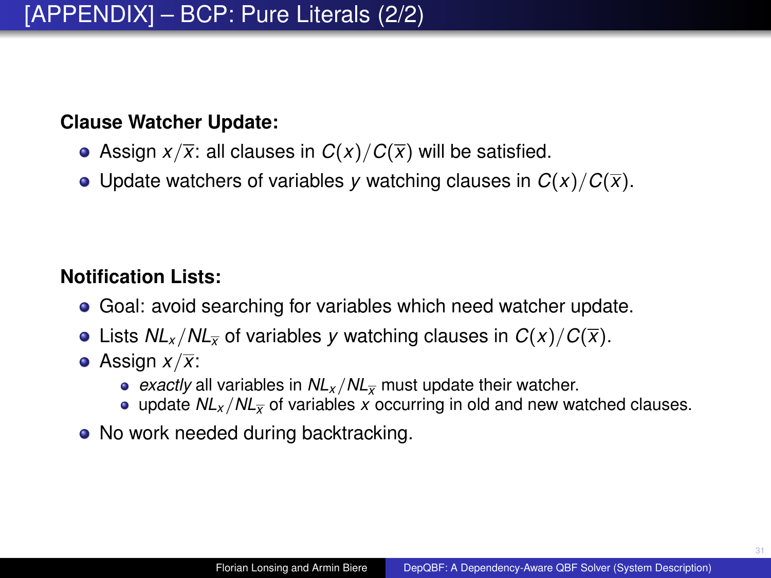# [APPENDIX] – BCP: Pure Literals (2/2)

**Clause Watcher Update:**

- Assign $x/\overline{x}$: all clauses in $C(x)/C(\overline{x})$ will be satisfied.
- Update watchers of variables $y$ watching clauses in $C(x)/C(\overline{x})$.

**Notification Lists:**

- Goal: avoid searching for variables which need watcher update.
- Lists $NL_x/NL_{\overline{x}}$ of variables $y$ watching clauses in $C(x)/C(\overline{x})$.
- Assign $x/\overline{x}$:
  - *exactly* all variables in $NL_x/NL_{\overline{x}}$ must update their watcher.
  - update $NL_x/NL_{\overline{x}}$ of variables $x$ occurring in old and new watched clauses.
- No work needed during backtracking.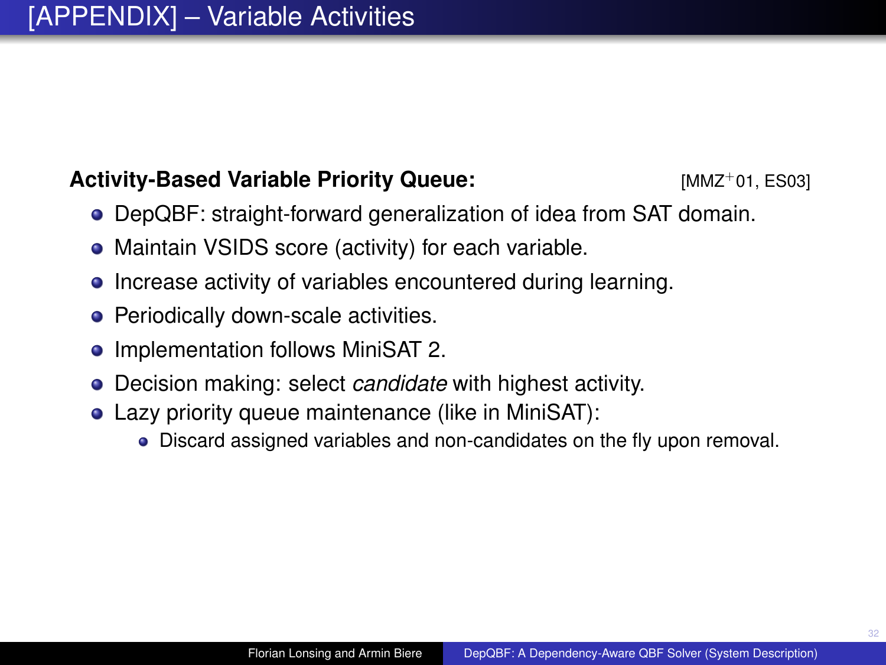# [APPENDIX] – Variable Activities

**Activity-Based Variable Priority Queue:** [MMZ+01, ES03]

- DepQBF: straight-forward generalization of idea from SAT domain.
- Maintain VSIDS score (activity) for each variable.
- Increase activity of variables encountered during learning.
- Periodically down-scale activities.
- Implementation follows MiniSAT 2.
- Decision making: select *candidate* with highest activity.
- Lazy priority queue maintenance (like in MiniSAT):
  - Discard assigned variables and non-candidates on the fly upon removal.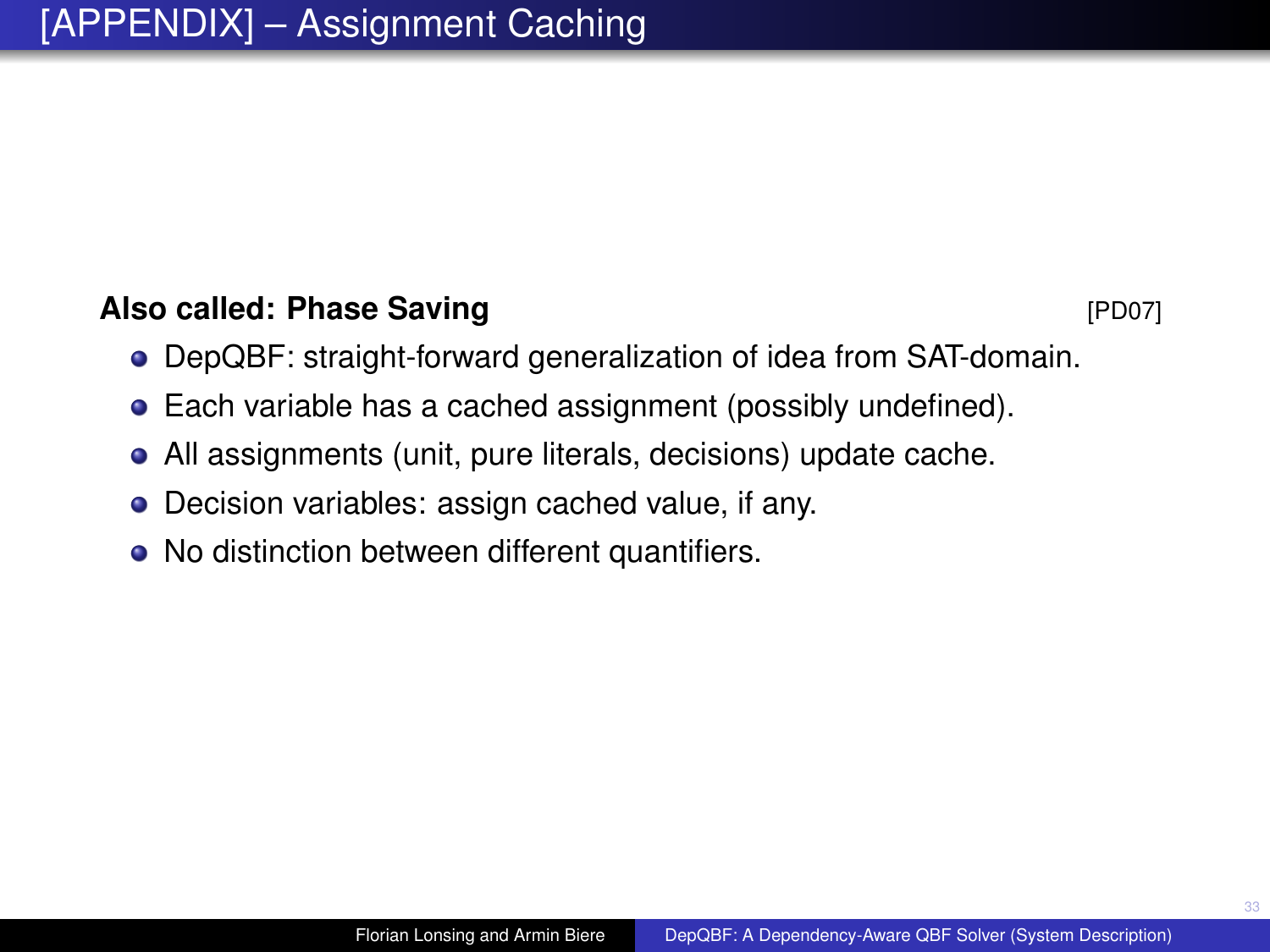# [APPENDIX] – Assignment Caching

**Also called: Phase Saving** [PD07]

- DepQBF: straight-forward generalization of idea from SAT-domain.
- Each variable has a cached assignment (possibly undefined).
- All assignments (unit, pure literals, decisions) update cache.
- Decision variables: assign cached value, if any.
- No distinction between different quantifiers.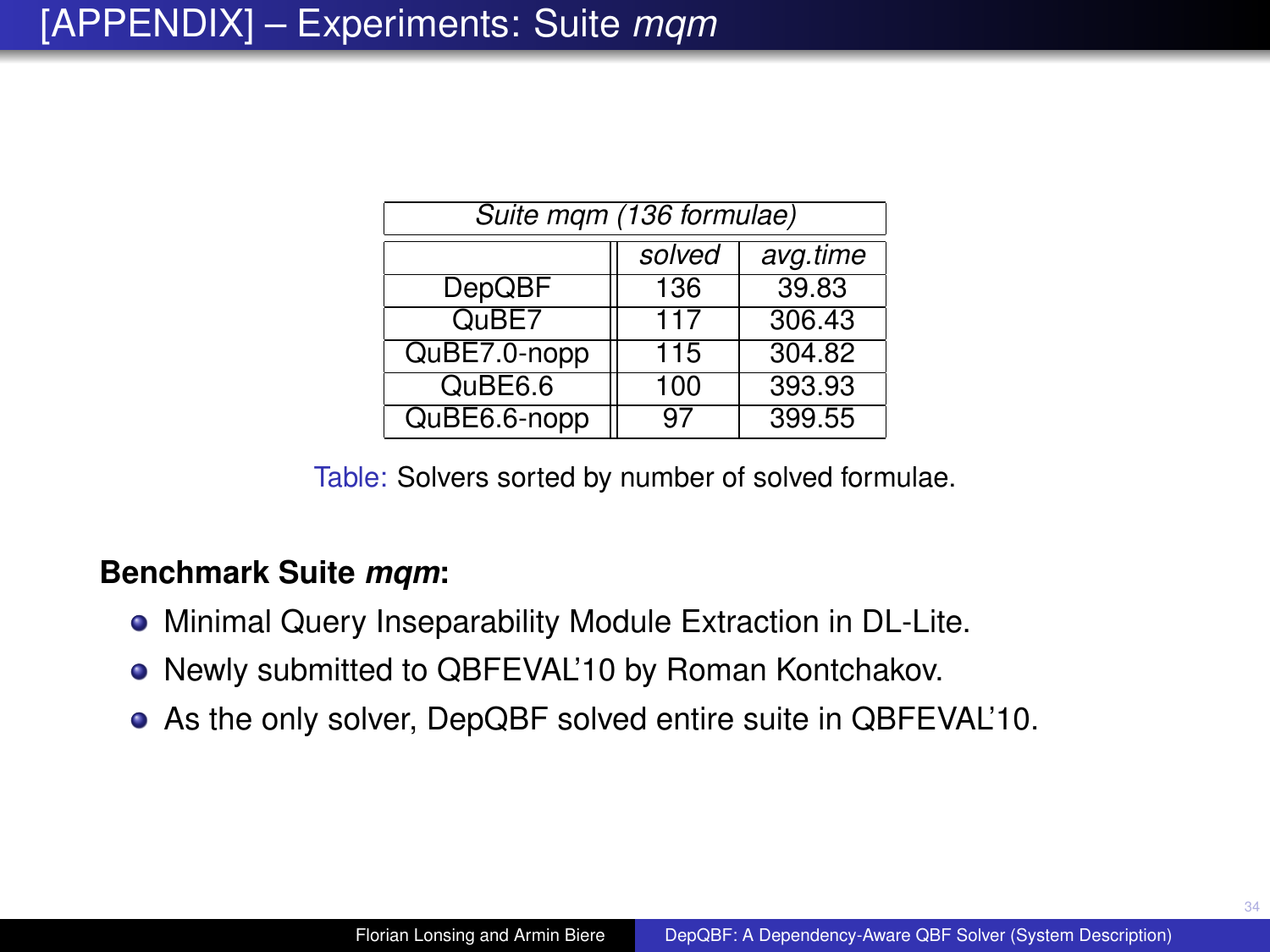# [APPENDIX] – Experiments: Suite *mqm*

| *Suite mqm (136 formulae)* | | |
|---|---|---|
| | *solved* | *avg.time* |
| DepQBF | 136 | 39.83 |
| QuBE7 | 117 | 306.43 |
| QuBE7.0-nopp | 115 | 304.82 |
| QuBE6.6 | 100 | 393.93 |
| QuBE6.6-nopp | 97 | 399.55 |

Table: Solvers sorted by number of solved formulae.

**Benchmark Suite *mqm*:**

- Minimal Query Inseparability Module Extraction in DL-Lite.
- Newly submitted to QBFEVAL'10 by Roman Kontchakov.
- As the only solver, DepQBF solved entire suite in QBFEVAL'10.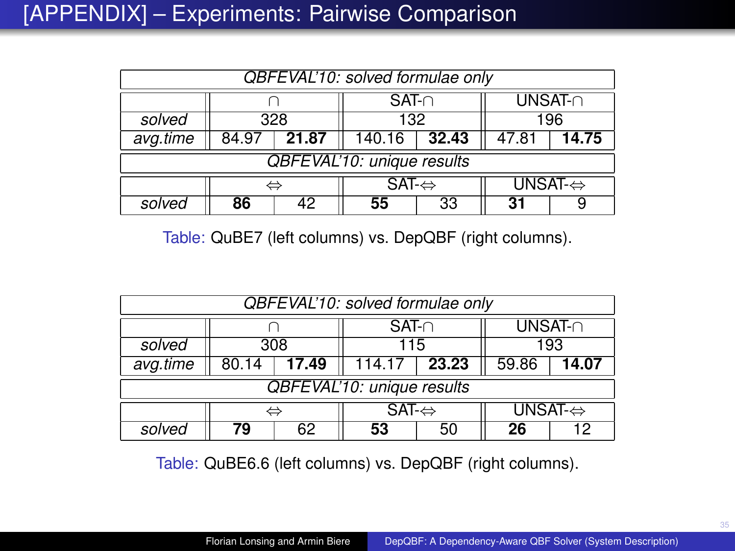# [APPENDIX] – Experiments: Pairwise Comparison

| *QBFEVAL'10: solved formulae only* | | | | | | |
|---|---|---|---|---|---|---|
| | $\cap$ | | SAT-$\cap$ | | UNSAT-$\cap$ | |
| *solved* | 328 | | 132 | | 196 | |
| *avg.time* | 84.97 | **21.87** | 140.16 | **32.43** | 47.81 | **14.75** |
| *QBFEVAL'10: unique results* | | | | | | |
| | $\Leftrightarrow$ | | SAT-$\Leftrightarrow$ | | UNSAT-$\Leftrightarrow$ | |
| *solved* | **86** | 42 | **55** | 33 | **31** | 9 |

Table: QuBE7 (left columns) vs. DepQBF (right columns).

| *QBFEVAL'10: solved formulae only* | | | | | | |
|---|---|---|---|---|---|---|
| | $\cap$ | | SAT-$\cap$ | | UNSAT-$\cap$ | |
| *solved* | 308 | | 115 | | 193 | |
| *avg.time* | 80.14 | **17.49** | 114.17 | **23.23** | 59.86 | **14.07** |
| *QBFEVAL'10: unique results* | | | | | | |
| | $\Leftrightarrow$ | | SAT-$\Leftrightarrow$ | | UNSAT-$\Leftrightarrow$ | |
| *solved* | **79** | 62 | **53** | 50 | **26** | 12 |

Table: QuBE6.6 (left columns) vs. DepQBF (right columns).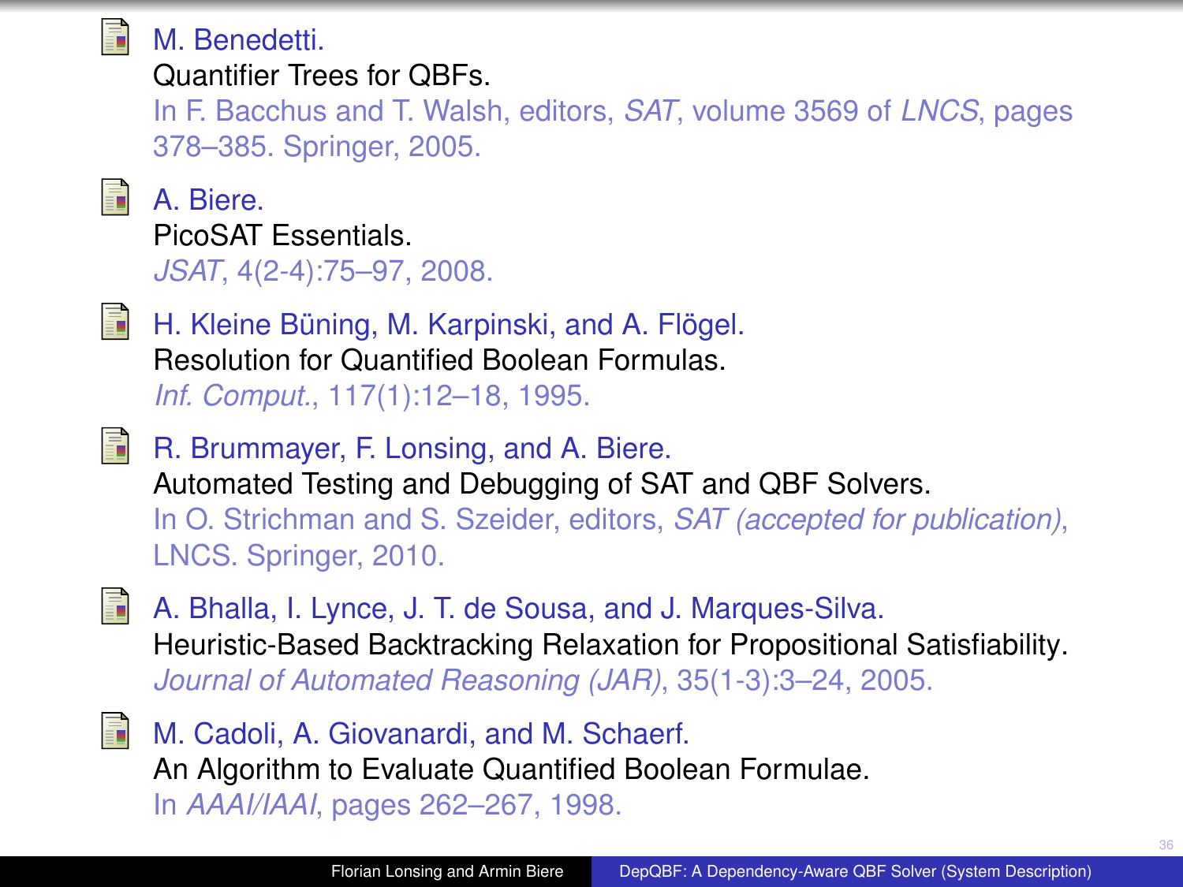M. Benedetti.
Quantifier Trees for QBFs.
In F. Bacchus and T. Walsh, editors, *SAT*, volume 3569 of *LNCS*, pages 378–385. Springer, 2005.

A. Biere.
PicoSAT Essentials.
*JSAT*, 4(2-4):75–97, 2008.

H. Kleine Büning, M. Karpinski, and A. Flögel.
Resolution for Quantified Boolean Formulas.
*Inf. Comput.*, 117(1):12–18, 1995.

R. Brummayer, F. Lonsing, and A. Biere.
Automated Testing and Debugging of SAT and QBF Solvers.
In O. Strichman and S. Szeider, editors, *SAT (accepted for publication)*, LNCS. Springer, 2010.

A. Bhalla, I. Lynce, J. T. de Sousa, and J. Marques-Silva.
Heuristic-Based Backtracking Relaxation for Propositional Satisfiability.
*Journal of Automated Reasoning (JAR)*, 35(1-3):3–24, 2005.

M. Cadoli, A. Giovanardi, and M. Schaerf.
An Algorithm to Evaluate Quantified Boolean Formulae.
In *AAAI/IAAI*, pages 262–267, 1998.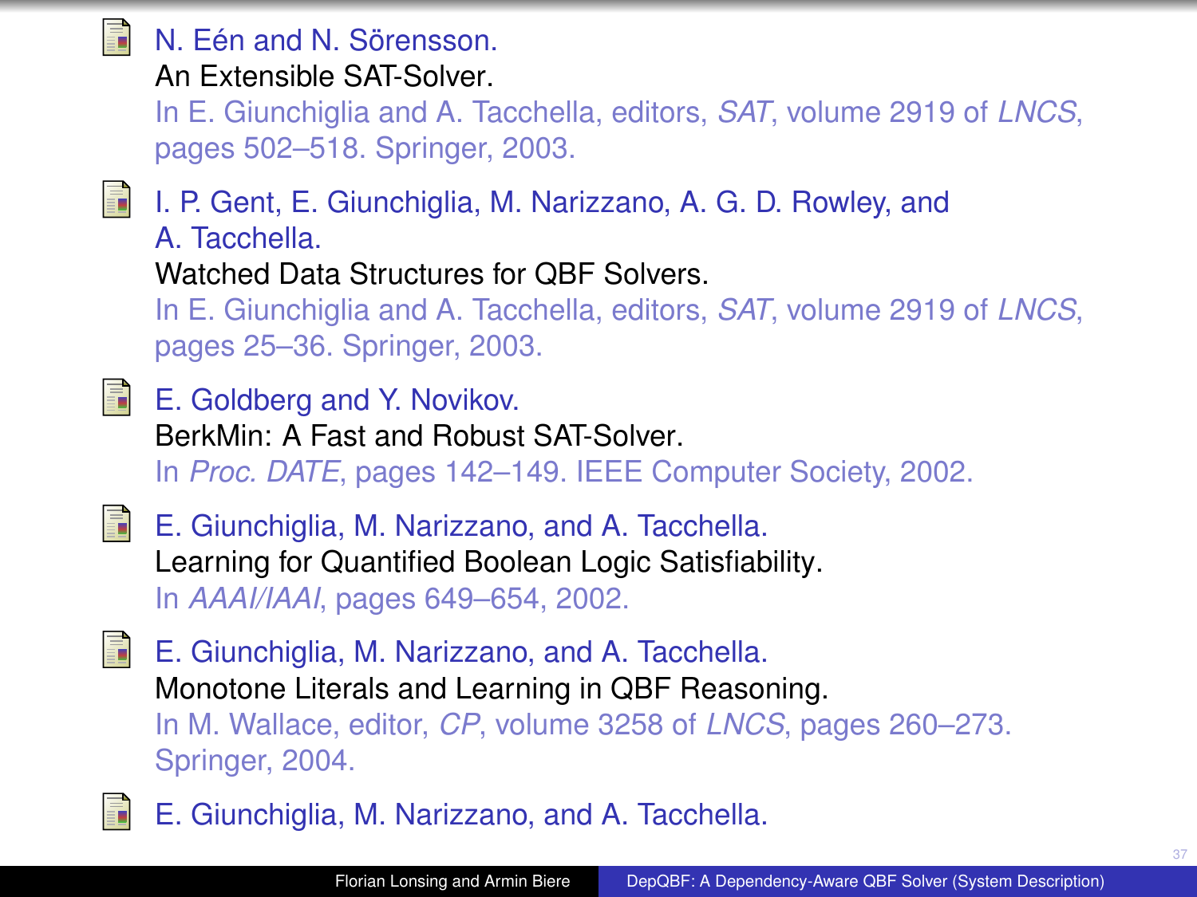- N. Eén and N. Sörensson.
  An Extensible SAT-Solver.
  In E. Giunchiglia and A. Tacchella, editors, *SAT*, volume 2919 of *LNCS*, pages 502–518. Springer, 2003.

- I. P. Gent, E. Giunchiglia, M. Narizzano, A. G. D. Rowley, and A. Tacchella.
  Watched Data Structures for QBF Solvers.
  In E. Giunchiglia and A. Tacchella, editors, *SAT*, volume 2919 of *LNCS*, pages 25–36. Springer, 2003.

- E. Goldberg and Y. Novikov.
  BerkMin: A Fast and Robust SAT-Solver.
  In *Proc. DATE*, pages 142–149. IEEE Computer Society, 2002.

- E. Giunchiglia, M. Narizzano, and A. Tacchella.
  Learning for Quantified Boolean Logic Satisfiability.
  In *AAAI/IAAI*, pages 649–654, 2002.

- E. Giunchiglia, M. Narizzano, and A. Tacchella.
  Monotone Literals and Learning in QBF Reasoning.
  In M. Wallace, editor, *CP*, volume 3258 of *LNCS*, pages 260–273. Springer, 2004.

- E. Giunchiglia, M. Narizzano, and A. Tacchella.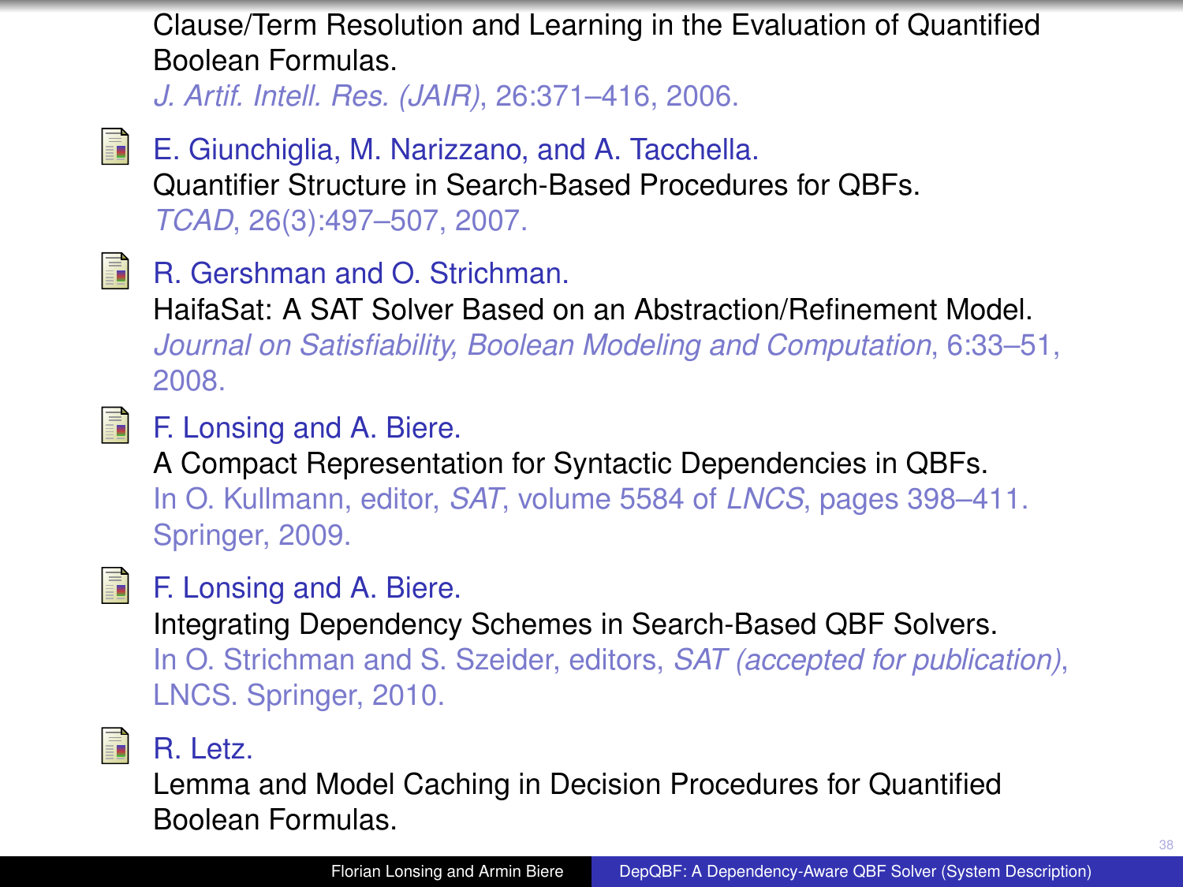Clause/Term Resolution and Learning in the Evaluation of Quantified Boolean Formulas.
*J. Artif. Intell. Res. (JAIR)*, 26:371–416, 2006.

- E. Giunchiglia, M. Narizzano, and A. Tacchella.
  Quantifier Structure in Search-Based Procedures for QBFs.
  *TCAD*, 26(3):497–507, 2007.

- R. Gershman and O. Strichman.
  HaifaSat: A SAT Solver Based on an Abstraction/Refinement Model.
  *Journal on Satisfiability, Boolean Modeling and Computation*, 6:33–51, 2008.

- F. Lonsing and A. Biere.
  A Compact Representation for Syntactic Dependencies in QBFs.
  In O. Kullmann, editor, *SAT*, volume 5584 of *LNCS*, pages 398–411. Springer, 2009.

- F. Lonsing and A. Biere.
  Integrating Dependency Schemes in Search-Based QBF Solvers.
  In O. Strichman and S. Szeider, editors, *SAT (accepted for publication)*, LNCS. Springer, 2010.

- R. Letz.
  Lemma and Model Caching in Decision Procedures for Quantified Boolean Formulas.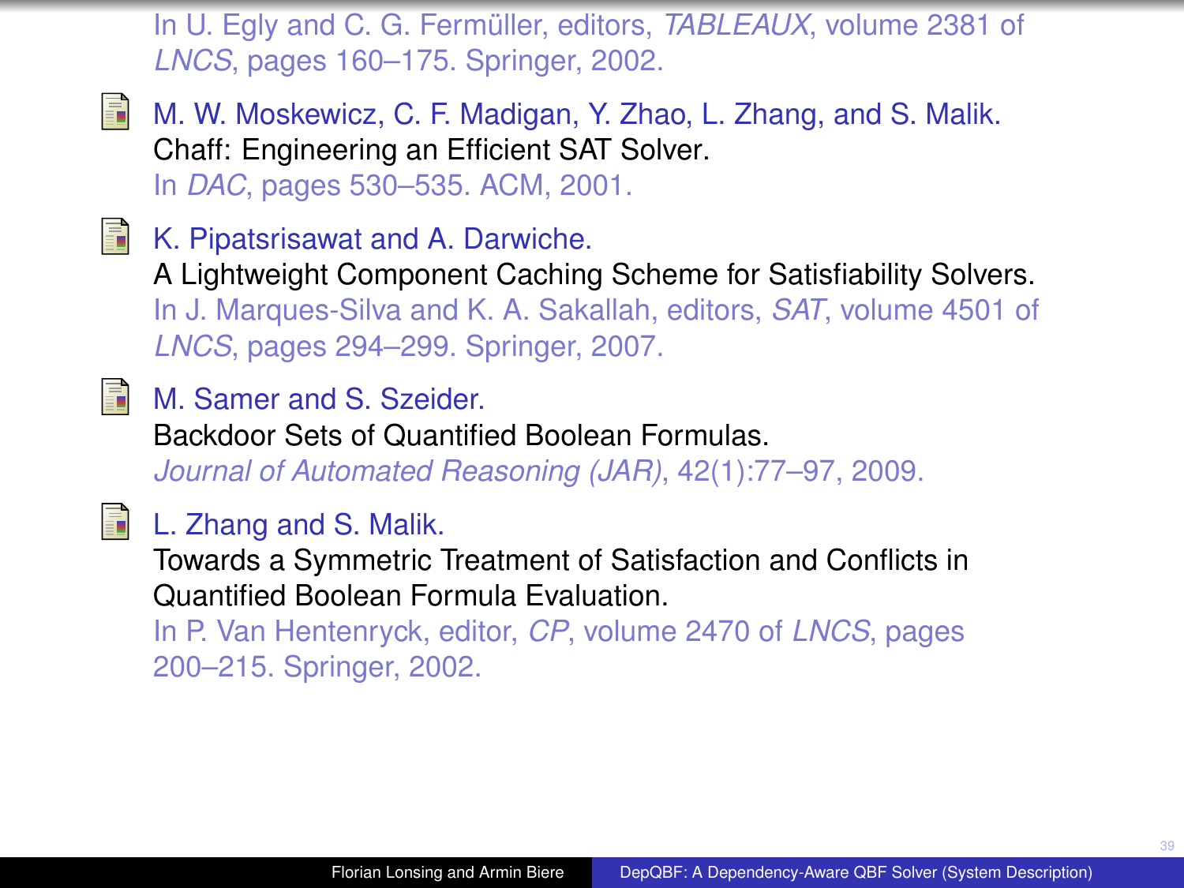In U. Egly and C. G. Fermüller, editors, *TABLEAUX*, volume 2381 of *LNCS*, pages 160–175. Springer, 2002.

- M. W. Moskewicz, C. F. Madigan, Y. Zhao, L. Zhang, and S. Malik.
  Chaff: Engineering an Efficient SAT Solver.
  In *DAC*, pages 530–535. ACM, 2001.

- K. Pipatsrisawat and A. Darwiche.
  A Lightweight Component Caching Scheme for Satisfiability Solvers.
  In J. Marques-Silva and K. A. Sakallah, editors, *SAT*, volume 4501 of *LNCS*, pages 294–299. Springer, 2007.

- M. Samer and S. Szeider.
  Backdoor Sets of Quantified Boolean Formulas.
  *Journal of Automated Reasoning (JAR)*, 42(1):77–97, 2009.

- L. Zhang and S. Malik.
  Towards a Symmetric Treatment of Satisfaction and Conflicts in Quantified Boolean Formula Evaluation.
  In P. Van Hentenryck, editor, *CP*, volume 2470 of *LNCS*, pages 200–215. Springer, 2002.